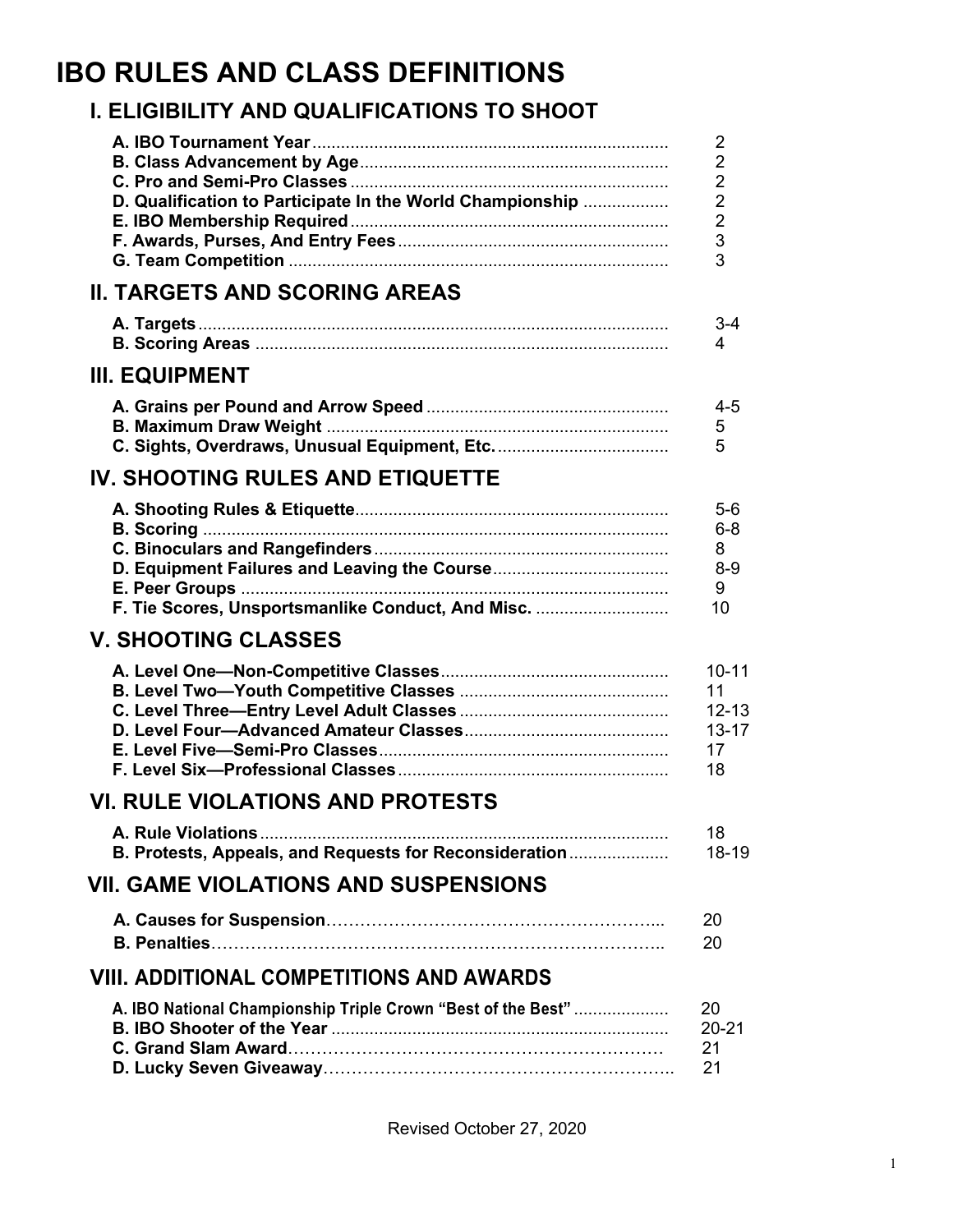# IBO RULES AND CLASS DEFINITIONS

## I. ELIGIBILITY AND QUALIFICATIONS TO SHOOT

| Section | Page |
|---|---|
| **A. IBO Tournament Year** | 2 |
| **B. Class Advancement by Age** | 2 |
| **C. Pro and Semi-Pro Classes** | 2 |
| **D. Qualification to Participate In the World Championship** | 2 |
| **E. IBO Membership Required** | 2 |
| **F. Awards, Purses, And Entry Fees** | 3 |
| **G. Team Competition** | 3 |

## II. TARGETS AND SCORING AREAS

| Section | Page |
|---|---|
| **A. Targets** | 3-4 |
| **B. Scoring Areas** | 4 |

## III. EQUIPMENT

| Section | Page |
|---|---|
| **A. Grains per Pound and Arrow Speed** | 4-5 |
| **B. Maximum Draw Weight** | 5 |
| **C. Sights, Overdraws, Unusual Equipment, Etc.** | 5 |

## IV. SHOOTING RULES AND ETIQUETTE

| Section | Page |
|---|---|
| **A. Shooting Rules & Etiquette** | 5-6 |
| **B. Scoring** | 6-8 |
| **C. Binoculars and Rangefinders** | 8 |
| **D. Equipment Failures and Leaving the Course** | 8-9 |
| **E. Peer Groups** | 9 |
| **F. Tie Scores, Unsportsmanlike Conduct, And Misc.** | 10 |

## V. SHOOTING CLASSES

| Section | Page |
|---|---|
| **A. Level One—Non-Competitive Classes** | 10-11 |
| **B. Level Two—Youth Competitive Classes** | 11 |
| **C. Level Three—Entry Level Adult Classes** | 12-13 |
| **D. Level Four—Advanced Amateur Classes** | 13-17 |
| **E. Level Five—Semi-Pro Classes** | 17 |
| **F. Level Six—Professional Classes** | 18 |

## VI. RULE VIOLATIONS AND PROTESTS

| Section | Page |
|---|---|
| **A. Rule Violations** | 18 |
| **B. Protests, Appeals, and Requests for Reconsideration** | 18-19 |

## VII. GAME VIOLATIONS AND SUSPENSIONS

| Section | Page |
|---|---|
| **A. Causes for Suspension** | 20 |
| **B. Penalties** | 20 |

## VIII. ADDITIONAL COMPETITIONS AND AWARDS

| Section | Page |
|---|---|
| **A. IBO National Championship Triple Crown "Best of the Best"** | 20 |
| **B. IBO Shooter of the Year** | 20-21 |
| **C. Grand Slam Award** | 21 |
| **D. Lucky Seven Giveaway** | 21 |

Revised October 27, 2020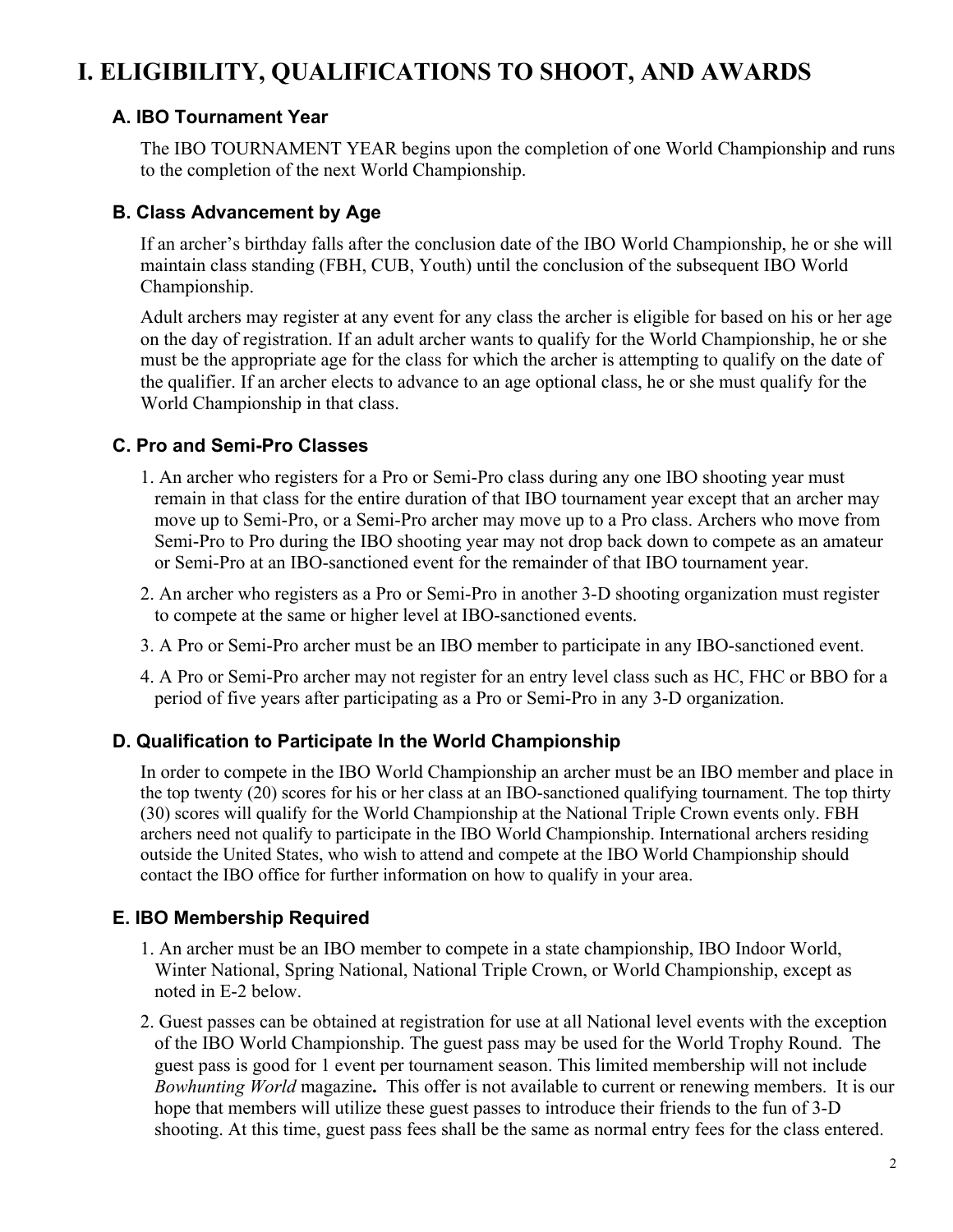# I. ELIGIBILITY, QUALIFICATIONS TO SHOOT, AND AWARDS

### A. IBO Tournament Year

The IBO TOURNAMENT YEAR begins upon the completion of one World Championship and runs to the completion of the next World Championship.

### B. Class Advancement by Age

If an archer's birthday falls after the conclusion date of the IBO World Championship, he or she will maintain class standing (FBH, CUB, Youth) until the conclusion of the subsequent IBO World Championship.

Adult archers may register at any event for any class the archer is eligible for based on his or her age on the day of registration. If an adult archer wants to qualify for the World Championship, he or she must be the appropriate age for the class for which the archer is attempting to qualify on the date of the qualifier. If an archer elects to advance to an age optional class, he or she must qualify for the World Championship in that class.

### C. Pro and Semi-Pro Classes

1. An archer who registers for a Pro or Semi-Pro class during any one IBO shooting year must remain in that class for the entire duration of that IBO tournament year except that an archer may move up to Semi-Pro, or a Semi-Pro archer may move up to a Pro class. Archers who move from Semi-Pro to Pro during the IBO shooting year may not drop back down to compete as an amateur or Semi-Pro at an IBO-sanctioned event for the remainder of that IBO tournament year.
2. An archer who registers as a Pro or Semi-Pro in another 3-D shooting organization must register to compete at the same or higher level at IBO-sanctioned events.
3. A Pro or Semi-Pro archer must be an IBO member to participate in any IBO-sanctioned event.
4. A Pro or Semi-Pro archer may not register for an entry level class such as HC, FHC or BBO for a period of five years after participating as a Pro or Semi-Pro in any 3-D organization.

### D. Qualification to Participate In the World Championship

In order to compete in the IBO World Championship an archer must be an IBO member and place in the top twenty (20) scores for his or her class at an IBO-sanctioned qualifying tournament. The top thirty (30) scores will qualify for the World Championship at the National Triple Crown events only. FBH archers need not qualify to participate in the IBO World Championship. International archers residing outside the United States, who wish to attend and compete at the IBO World Championship should contact the IBO office for further information on how to qualify in your area.

### E. IBO Membership Required

1. An archer must be an IBO member to compete in a state championship, IBO Indoor World, Winter National, Spring National, National Triple Crown, or World Championship, except as noted in E-2 below.
2. Guest passes can be obtained at registration for use at all National level events with the exception of the IBO World Championship. The guest pass may be used for the World Trophy Round. The guest pass is good for 1 event per tournament season. This limited membership will not include *Bowhunting World* magazine**.** This offer is not available to current or renewing members. It is our hope that members will utilize these guest passes to introduce their friends to the fun of 3-D shooting. At this time, guest pass fees shall be the same as normal entry fees for the class entered.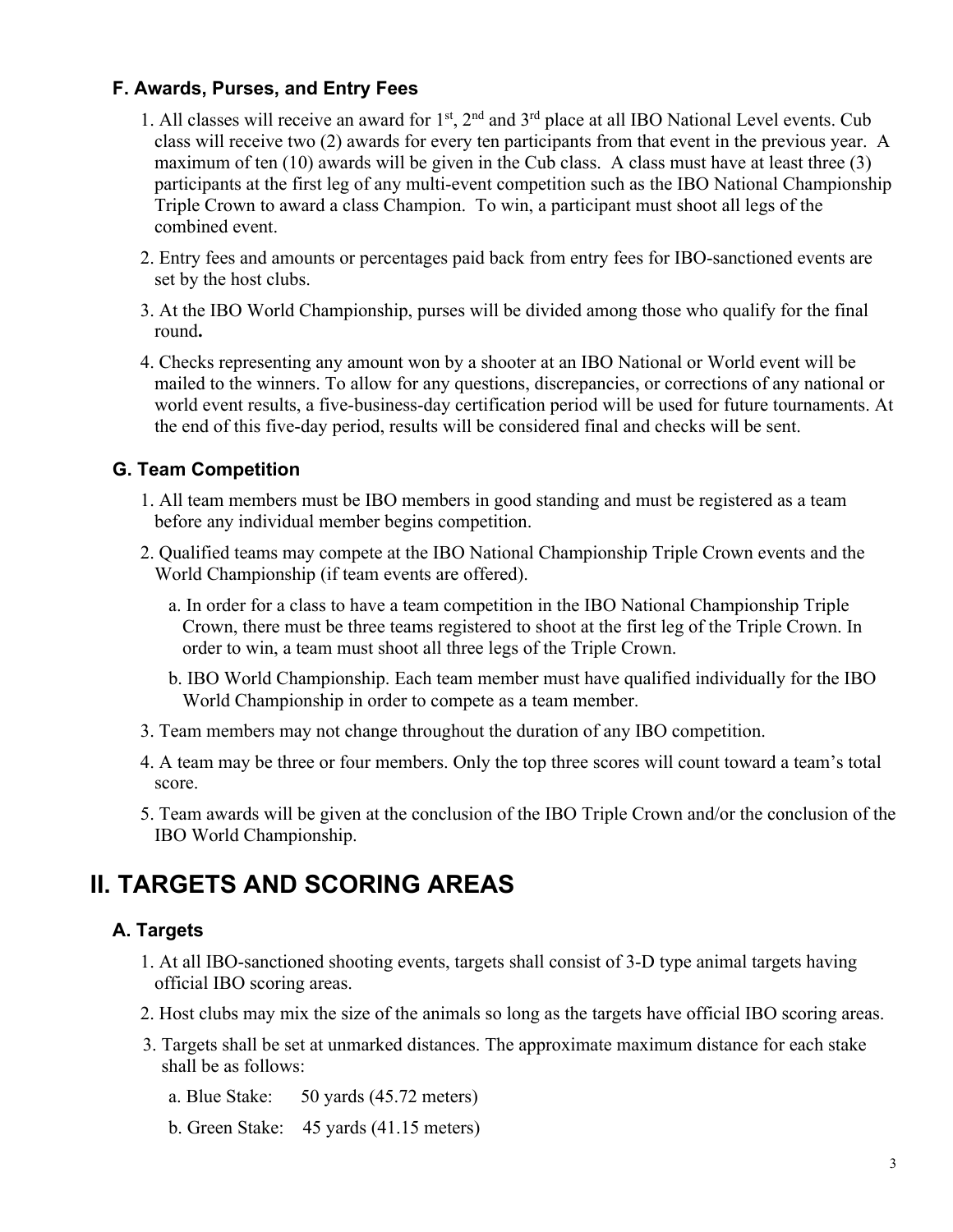### F. Awards, Purses, and Entry Fees

1. All classes will receive an award for 1st, 2nd and 3rd place at all IBO National Level events. Cub class will receive two (2) awards for every ten participants from that event in the previous year. A maximum of ten (10) awards will be given in the Cub class. A class must have at least three (3) participants at the first leg of any multi-event competition such as the IBO National Championship Triple Crown to award a class Champion. To win, a participant must shoot all legs of the combined event.
2. Entry fees and amounts or percentages paid back from entry fees for IBO-sanctioned events are set by the host clubs.
3. At the IBO World Championship, purses will be divided among those who qualify for the final round**.**
4. Checks representing any amount won by a shooter at an IBO National or World event will be mailed to the winners. To allow for any questions, discrepancies, or corrections of any national or world event results, a five-business-day certification period will be used for future tournaments. At the end of this five-day period, results will be considered final and checks will be sent.

### G. Team Competition

1. All team members must be IBO members in good standing and must be registered as a team before any individual member begins competition.
2. Qualified teams may compete at the IBO National Championship Triple Crown events and the World Championship (if team events are offered).
   a. In order for a class to have a team competition in the IBO National Championship Triple Crown, there must be three teams registered to shoot at the first leg of the Triple Crown. In order to win, a team must shoot all three legs of the Triple Crown.
   b. IBO World Championship. Each team member must have qualified individually for the IBO World Championship in order to compete as a team member.
3. Team members may not change throughout the duration of any IBO competition.
4. A team may be three or four members. Only the top three scores will count toward a team's total score.
5. Team awards will be given at the conclusion of the IBO Triple Crown and/or the conclusion of the IBO World Championship.

## II. TARGETS AND SCORING AREAS

### A. Targets

1. At all IBO-sanctioned shooting events, targets shall consist of 3-D type animal targets having official IBO scoring areas.
2. Host clubs may mix the size of the animals so long as the targets have official IBO scoring areas.
3. Targets shall be set at unmarked distances. The approximate maximum distance for each stake shall be as follows:
   a. Blue Stake: 50 yards (45.72 meters)
   b. Green Stake: 45 yards (41.15 meters)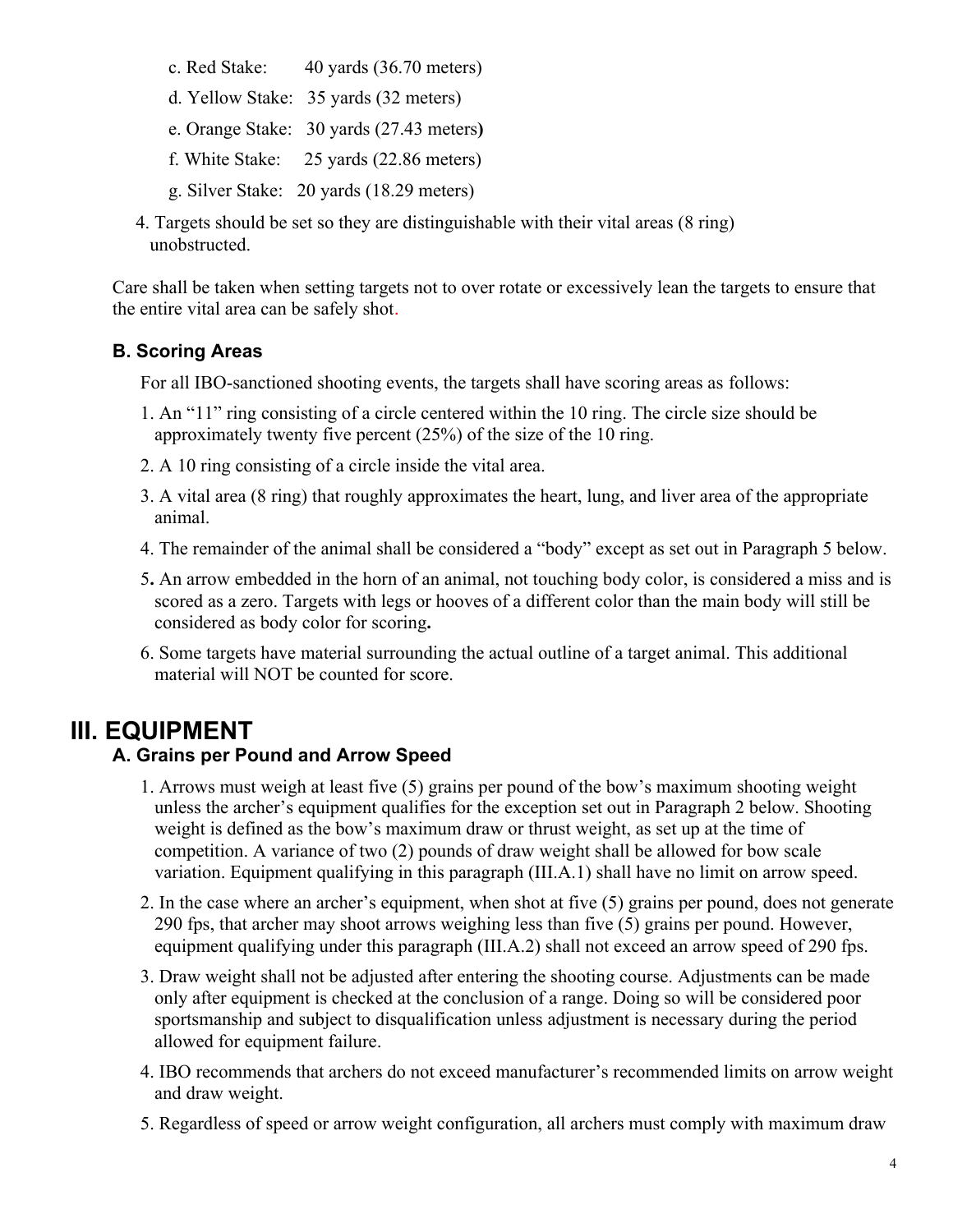c. Red Stake: 40 yards (36.70 meters)

d. Yellow Stake: 35 yards (32 meters)

e. Orange Stake: 30 yards (27.43 meters**)**

f. White Stake: 25 yards (22.86 meters)

g. Silver Stake: 20 yards (18.29 meters)

4. Targets should be set so they are distinguishable with their vital areas (8 ring) unobstructed.

Care shall be taken when setting targets not to over rotate or excessively lean the targets to ensure that the entire vital area can be safely shot.

### B. Scoring Areas

For all IBO-sanctioned shooting events, the targets shall have scoring areas as follows:

1. An "11" ring consisting of a circle centered within the 10 ring. The circle size should be approximately twenty five percent (25%) of the size of the 10 ring.
2. A 10 ring consisting of a circle inside the vital area.
3. A vital area (8 ring) that roughly approximates the heart, lung, and liver area of the appropriate animal.
4. The remainder of the animal shall be considered a "body" except as set out in Paragraph 5 below.
5. An arrow embedded in the horn of an animal, not touching body color, is considered a miss and is scored as a zero. Targets with legs or hooves of a different color than the main body will still be considered as body color for scoring**.**
6. Some targets have material surrounding the actual outline of a target animal. This additional material will NOT be counted for score.

## III. EQUIPMENT

### A. Grains per Pound and Arrow Speed

1. Arrows must weigh at least five (5) grains per pound of the bow's maximum shooting weight unless the archer's equipment qualifies for the exception set out in Paragraph 2 below. Shooting weight is defined as the bow's maximum draw or thrust weight, as set up at the time of competition. A variance of two (2) pounds of draw weight shall be allowed for bow scale variation. Equipment qualifying in this paragraph (III.A.1) shall have no limit on arrow speed.
2. In the case where an archer's equipment, when shot at five (5) grains per pound, does not generate 290 fps, that archer may shoot arrows weighing less than five (5) grains per pound. However, equipment qualifying under this paragraph (III.A.2) shall not exceed an arrow speed of 290 fps.
3. Draw weight shall not be adjusted after entering the shooting course. Adjustments can be made only after equipment is checked at the conclusion of a range. Doing so will be considered poor sportsmanship and subject to disqualification unless adjustment is necessary during the period allowed for equipment failure.
4. IBO recommends that archers do not exceed manufacturer's recommended limits on arrow weight and draw weight.
5. Regardless of speed or arrow weight configuration, all archers must comply with maximum draw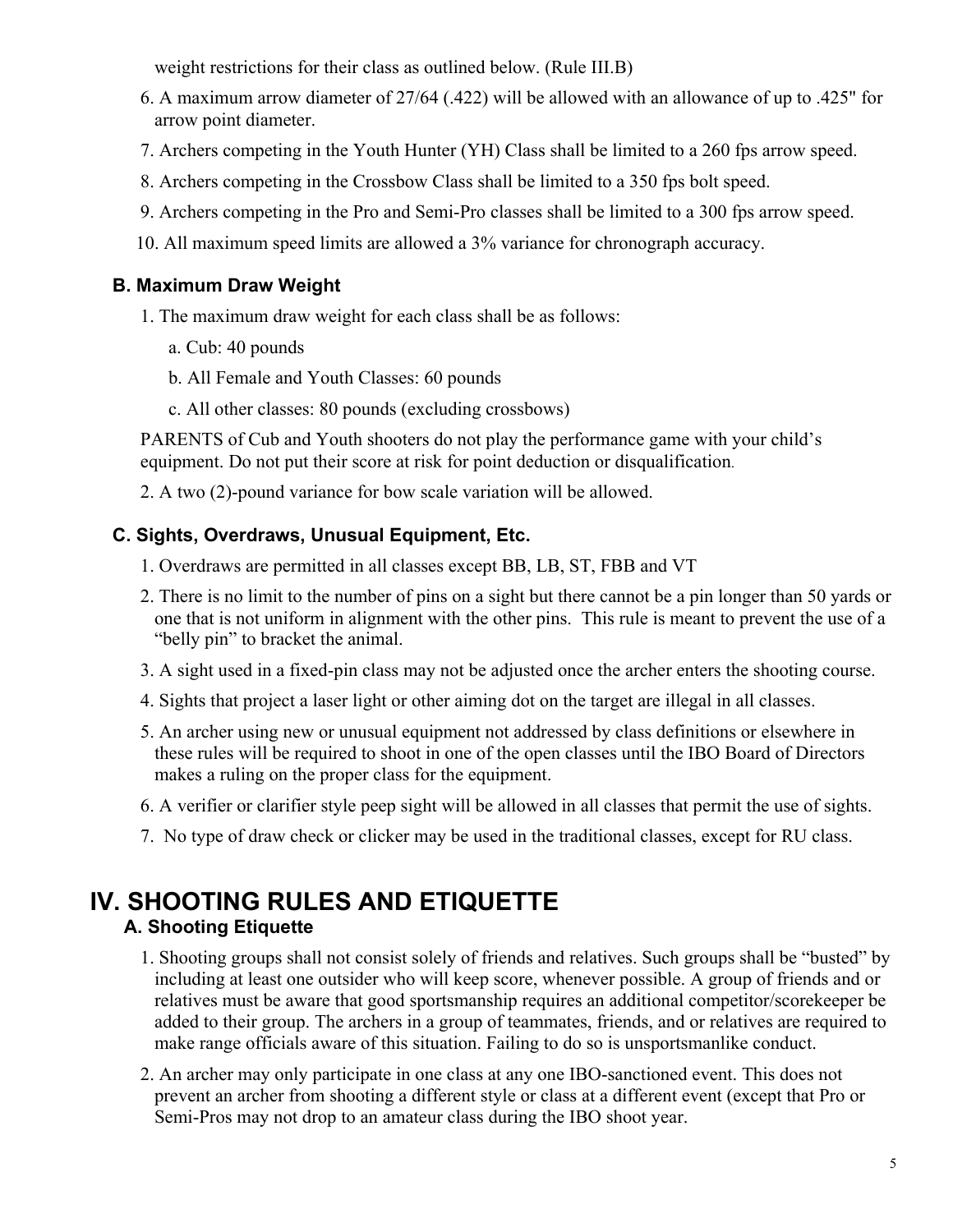weight restrictions for their class as outlined below. (Rule III.B)

6. A maximum arrow diameter of 27/64 (.422) will be allowed with an allowance of up to .425" for arrow point diameter.
7. Archers competing in the Youth Hunter (YH) Class shall be limited to a 260 fps arrow speed.
8. Archers competing in the Crossbow Class shall be limited to a 350 fps bolt speed.
9. Archers competing in the Pro and Semi-Pro classes shall be limited to a 300 fps arrow speed.
10. All maximum speed limits are allowed a 3% variance for chronograph accuracy.

### B. Maximum Draw Weight

1. The maximum draw weight for each class shall be as follows:
   a. Cub: 40 pounds
   b. All Female and Youth Classes: 60 pounds
   c. All other classes: 80 pounds (excluding crossbows)

PARENTS of Cub and Youth shooters do not play the performance game with your child's equipment. Do not put their score at risk for point deduction or disqualification.

2. A two (2)-pound variance for bow scale variation will be allowed.

### C. Sights, Overdraws, Unusual Equipment, Etc.

1. Overdraws are permitted in all classes except BB, LB, ST, FBB and VT
2. There is no limit to the number of pins on a sight but there cannot be a pin longer than 50 yards or one that is not uniform in alignment with the other pins. This rule is meant to prevent the use of a "belly pin" to bracket the animal.
3. A sight used in a fixed-pin class may not be adjusted once the archer enters the shooting course.
4. Sights that project a laser light or other aiming dot on the target are illegal in all classes.
5. An archer using new or unusual equipment not addressed by class definitions or elsewhere in these rules will be required to shoot in one of the open classes until the IBO Board of Directors makes a ruling on the proper class for the equipment.
6. A verifier or clarifier style peep sight will be allowed in all classes that permit the use of sights.
7. No type of draw check or clicker may be used in the traditional classes, except for RU class.

# IV. SHOOTING RULES AND ETIQUETTE

### A. Shooting Etiquette

1. Shooting groups shall not consist solely of friends and relatives. Such groups shall be "busted" by including at least one outsider who will keep score, whenever possible. A group of friends and or relatives must be aware that good sportsmanship requires an additional competitor/scorekeeper be added to their group. The archers in a group of teammates, friends, and or relatives are required to make range officials aware of this situation. Failing to do so is unsportsmanlike conduct.
2. An archer may only participate in one class at any one IBO-sanctioned event. This does not prevent an archer from shooting a different style or class at a different event (except that Pro or Semi-Pros may not drop to an amateur class during the IBO shoot year.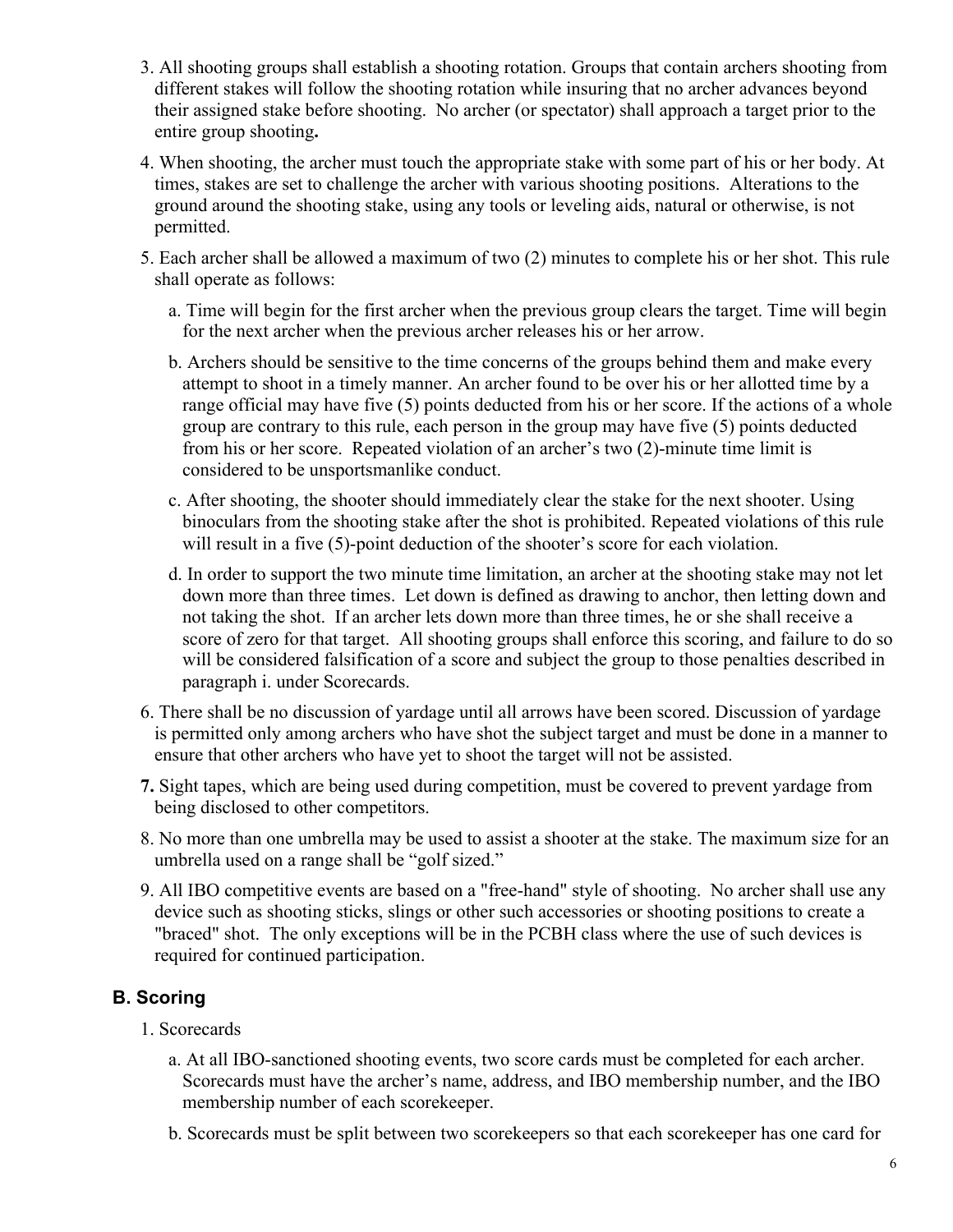3. All shooting groups shall establish a shooting rotation. Groups that contain archers shooting from different stakes will follow the shooting rotation while insuring that no archer advances beyond their assigned stake before shooting. No archer (or spectator) shall approach a target prior to the entire group shooting**.**

4. When shooting, the archer must touch the appropriate stake with some part of his or her body. At times, stakes are set to challenge the archer with various shooting positions. Alterations to the ground around the shooting stake, using any tools or leveling aids, natural or otherwise, is not permitted.

5. Each archer shall be allowed a maximum of two (2) minutes to complete his or her shot. This rule shall operate as follows:

   a. Time will begin for the first archer when the previous group clears the target. Time will begin for the next archer when the previous archer releases his or her arrow.

   b. Archers should be sensitive to the time concerns of the groups behind them and make every attempt to shoot in a timely manner. An archer found to be over his or her allotted time by a range official may have five (5) points deducted from his or her score. If the actions of a whole group are contrary to this rule, each person in the group may have five (5) points deducted from his or her score. Repeated violation of an archer's two (2)-minute time limit is considered to be unsportsmanlike conduct.

   c. After shooting, the shooter should immediately clear the stake for the next shooter. Using binoculars from the shooting stake after the shot is prohibited. Repeated violations of this rule will result in a five (5)-point deduction of the shooter's score for each violation.

   d. In order to support the two minute time limitation, an archer at the shooting stake may not let down more than three times. Let down is defined as drawing to anchor, then letting down and not taking the shot. If an archer lets down more than three times, he or she shall receive a score of zero for that target. All shooting groups shall enforce this scoring, and failure to do so will be considered falsification of a score and subject the group to those penalties described in paragraph i. under Scorecards.

6. There shall be no discussion of yardage until all arrows have been scored. Discussion of yardage is permitted only among archers who have shot the subject target and must be done in a manner to ensure that other archers who have yet to shoot the target will not be assisted.

**7.** Sight tapes, which are being used during competition, must be covered to prevent yardage from being disclosed to other competitors.

8. No more than one umbrella may be used to assist a shooter at the stake. The maximum size for an umbrella used on a range shall be "golf sized."

9. All IBO competitive events are based on a "free-hand" style of shooting. No archer shall use any device such as shooting sticks, slings or other such accessories or shooting positions to create a "braced" shot. The only exceptions will be in the PCBH class where the use of such devices is required for continued participation.

## B. Scoring

1. Scorecards

   a. At all IBO-sanctioned shooting events, two score cards must be completed for each archer. Scorecards must have the archer's name, address, and IBO membership number, and the IBO membership number of each scorekeeper.

   b. Scorecards must be split between two scorekeepers so that each scorekeeper has one card for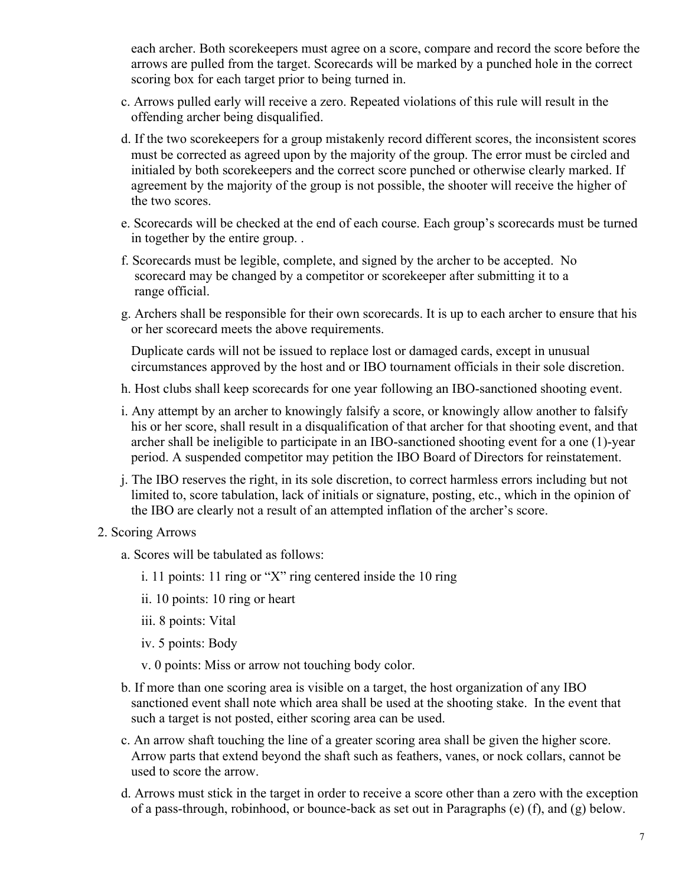each archer. Both scorekeepers must agree on a score, compare and record the score before the arrows are pulled from the target. Scorecards will be marked by a punched hole in the correct scoring box for each target prior to being turned in.

c. Arrows pulled early will receive a zero. Repeated violations of this rule will result in the offending archer being disqualified.

d. If the two scorekeepers for a group mistakenly record different scores, the inconsistent scores must be corrected as agreed upon by the majority of the group. The error must be circled and initialed by both scorekeepers and the correct score punched or otherwise clearly marked. If agreement by the majority of the group is not possible, the shooter will receive the higher of the two scores.

e. Scorecards will be checked at the end of each course. Each group's scorecards must be turned in together by the entire group. .

f. Scorecards must be legible, complete, and signed by the archer to be accepted. No scorecard may be changed by a competitor or scorekeeper after submitting it to a range official.

g. Archers shall be responsible for their own scorecards. It is up to each archer to ensure that his or her scorecard meets the above requirements.

Duplicate cards will not be issued to replace lost or damaged cards, except in unusual circumstances approved by the host and or IBO tournament officials in their sole discretion.

h. Host clubs shall keep scorecards for one year following an IBO-sanctioned shooting event.

i. Any attempt by an archer to knowingly falsify a score, or knowingly allow another to falsify his or her score, shall result in a disqualification of that archer for that shooting event, and that archer shall be ineligible to participate in an IBO-sanctioned shooting event for a one (1)-year period. A suspended competitor may petition the IBO Board of Directors for reinstatement.

j. The IBO reserves the right, in its sole discretion, to correct harmless errors including but not limited to, score tabulation, lack of initials or signature, posting, etc., which in the opinion of the IBO are clearly not a result of an attempted inflation of the archer's score.

2. Scoring Arrows

a. Scores will be tabulated as follows:

i. 11 points: 11 ring or "X" ring centered inside the 10 ring

ii. 10 points: 10 ring or heart

iii. 8 points: Vital

iv. 5 points: Body

v. 0 points: Miss or arrow not touching body color.

b. If more than one scoring area is visible on a target, the host organization of any IBO sanctioned event shall note which area shall be used at the shooting stake. In the event that such a target is not posted, either scoring area can be used.

c. An arrow shaft touching the line of a greater scoring area shall be given the higher score. Arrow parts that extend beyond the shaft such as feathers, vanes, or nock collars, cannot be used to score the arrow.

d. Arrows must stick in the target in order to receive a score other than a zero with the exception of a pass-through, robinhood, or bounce-back as set out in Paragraphs (e) (f), and (g) below.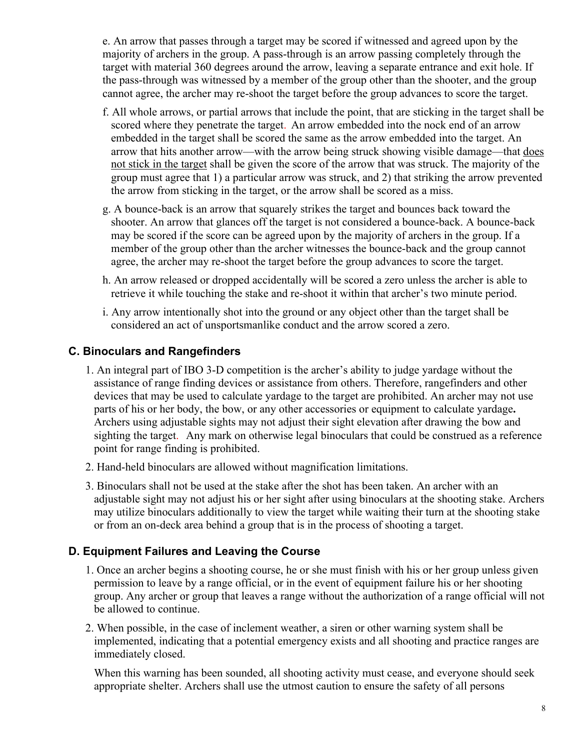e. An arrow that passes through a target may be scored if witnessed and agreed upon by the majority of archers in the group. A pass-through is an arrow passing completely through the target with material 360 degrees around the arrow, leaving a separate entrance and exit hole. If the pass-through was witnessed by a member of the group other than the shooter, and the group cannot agree, the archer may re-shoot the target before the group advances to score the target.

f. All whole arrows, or partial arrows that include the point, that are sticking in the target shall be scored where they penetrate the target. An arrow embedded into the nock end of an arrow embedded in the target shall be scored the same as the arrow embedded into the target. An arrow that hits another arrow—with the arrow being struck showing visible damage—that <u>does not stick in the target</u> shall be given the score of the arrow that was struck. The majority of the group must agree that 1) a particular arrow was struck, and 2) that striking the arrow prevented the arrow from sticking in the target, or the arrow shall be scored as a miss.

g. A bounce-back is an arrow that squarely strikes the target and bounces back toward the shooter. An arrow that glances off the target is not considered a bounce-back. A bounce-back may be scored if the score can be agreed upon by the majority of archers in the group. If a member of the group other than the archer witnesses the bounce-back and the group cannot agree, the archer may re-shoot the target before the group advances to score the target.

h. An arrow released or dropped accidentally will be scored a zero unless the archer is able to retrieve it while touching the stake and re-shoot it within that archer's two minute period.

i. Any arrow intentionally shot into the ground or any object other than the target shall be considered an act of unsportsmanlike conduct and the arrow scored a zero.

### C. Binoculars and Rangefinders

1. An integral part of IBO 3-D competition is the archer's ability to judge yardage without the assistance of range finding devices or assistance from others. Therefore, rangefinders and other devices that may be used to calculate yardage to the target are prohibited. An archer may not use parts of his or her body, the bow, or any other accessories or equipment to calculate yardage**.** Archers using adjustable sights may not adjust their sight elevation after drawing the bow and sighting the target. Any mark on otherwise legal binoculars that could be construed as a reference point for range finding is prohibited.

2. Hand-held binoculars are allowed without magnification limitations.

3. Binoculars shall not be used at the stake after the shot has been taken. An archer with an adjustable sight may not adjust his or her sight after using binoculars at the shooting stake. Archers may utilize binoculars additionally to view the target while waiting their turn at the shooting stake or from an on-deck area behind a group that is in the process of shooting a target.

### D. Equipment Failures and Leaving the Course

1. Once an archer begins a shooting course, he or she must finish with his or her group unless given permission to leave by a range official, or in the event of equipment failure his or her shooting group. Any archer or group that leaves a range without the authorization of a range official will not be allowed to continue.

2. When possible, in the case of inclement weather, a siren or other warning system shall be implemented, indicating that a potential emergency exists and all shooting and practice ranges are immediately closed.

   When this warning has been sounded, all shooting activity must cease, and everyone should seek appropriate shelter. Archers shall use the utmost caution to ensure the safety of all persons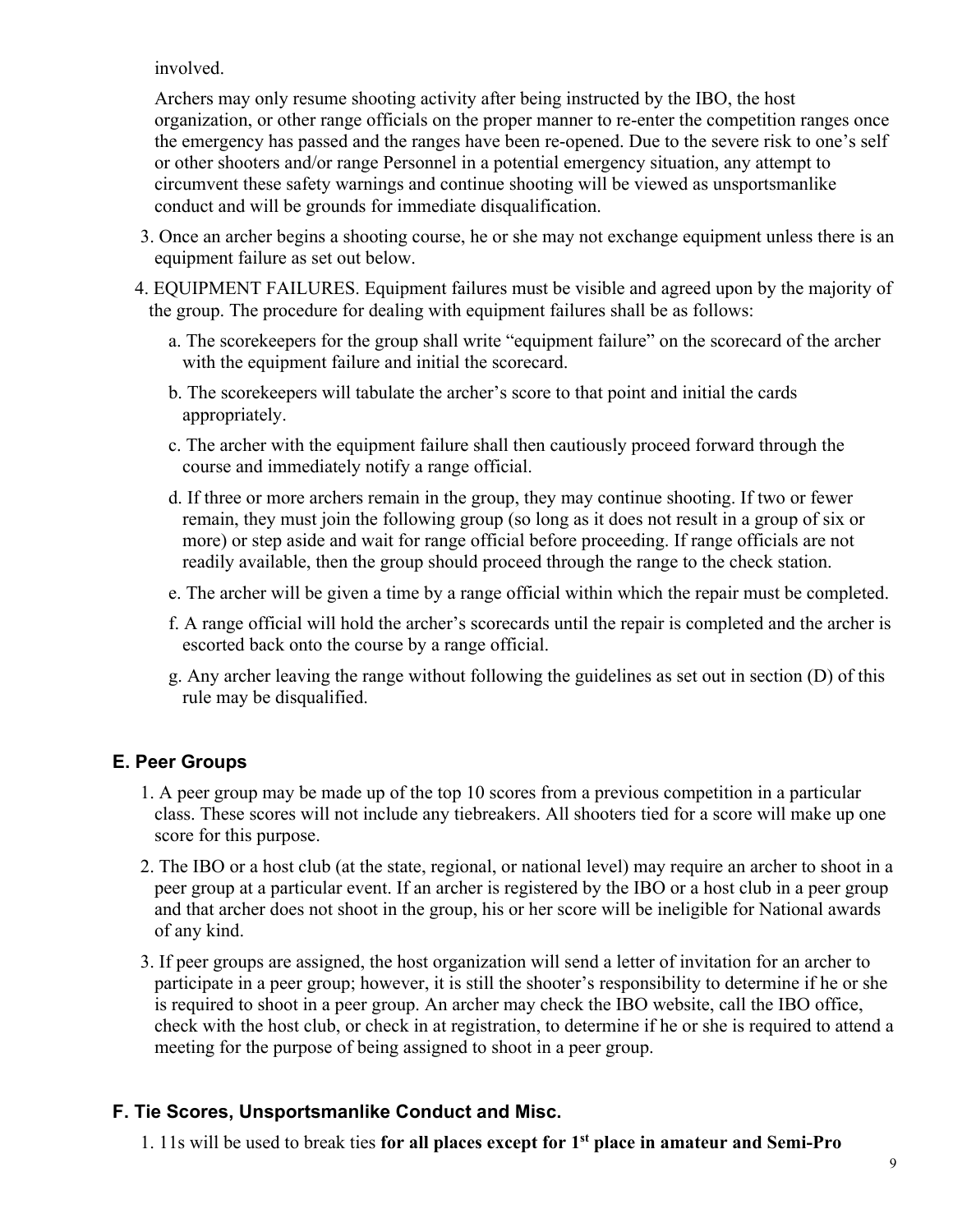involved.

Archers may only resume shooting activity after being instructed by the IBO, the host organization, or other range officials on the proper manner to re-enter the competition ranges once the emergency has passed and the ranges have been re-opened. Due to the severe risk to one's self or other shooters and/or range Personnel in a potential emergency situation, any attempt to circumvent these safety warnings and continue shooting will be viewed as unsportsmanlike conduct and will be grounds for immediate disqualification.

3. Once an archer begins a shooting course, he or she may not exchange equipment unless there is an equipment failure as set out below.

4. EQUIPMENT FAILURES. Equipment failures must be visible and agreed upon by the majority of the group. The procedure for dealing with equipment failures shall be as follows:

   a. The scorekeepers for the group shall write "equipment failure" on the scorecard of the archer with the equipment failure and initial the scorecard.

   b. The scorekeepers will tabulate the archer's score to that point and initial the cards appropriately.

   c. The archer with the equipment failure shall then cautiously proceed forward through the course and immediately notify a range official.

   d. If three or more archers remain in the group, they may continue shooting. If two or fewer remain, they must join the following group (so long as it does not result in a group of six or more) or step aside and wait for range official before proceeding. If range officials are not readily available, then the group should proceed through the range to the check station.

   e. The archer will be given a time by a range official within which the repair must be completed.

   f. A range official will hold the archer's scorecards until the repair is completed and the archer is escorted back onto the course by a range official.

   g. Any archer leaving the range without following the guidelines as set out in section (D) of this rule may be disqualified.

## E. Peer Groups

1. A peer group may be made up of the top 10 scores from a previous competition in a particular class. These scores will not include any tiebreakers. All shooters tied for a score will make up one score for this purpose.

2. The IBO or a host club (at the state, regional, or national level) may require an archer to shoot in a peer group at a particular event. If an archer is registered by the IBO or a host club in a peer group and that archer does not shoot in the group, his or her score will be ineligible for National awards of any kind.

3. If peer groups are assigned, the host organization will send a letter of invitation for an archer to participate in a peer group; however, it is still the shooter's responsibility to determine if he or she is required to shoot in a peer group. An archer may check the IBO website, call the IBO office, check with the host club, or check in at registration, to determine if he or she is required to attend a meeting for the purpose of being assigned to shoot in a peer group.

## F. Tie Scores, Unsportsmanlike Conduct and Misc.

1. 11s will be used to break ties **for all places except for 1st place in amateur and Semi-Pro**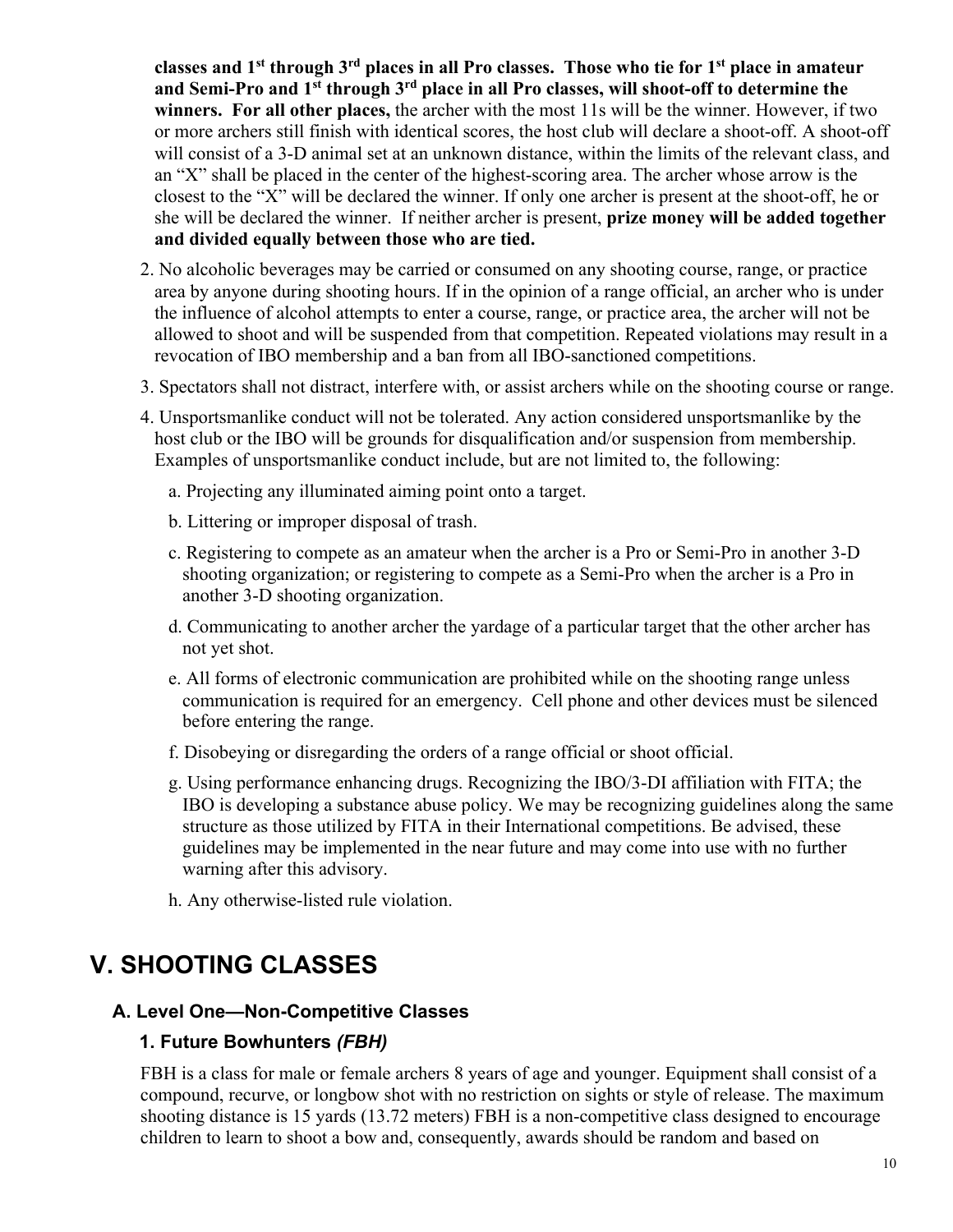**classes and 1st through 3rd places in all Pro classes. Those who tie for 1st place in amateur and Semi-Pro and 1st through 3rd place in all Pro classes, will shoot-off to determine the winners. For all other places,** the archer with the most 11s will be the winner. However, if two or more archers still finish with identical scores, the host club will declare a shoot-off. A shoot-off will consist of a 3-D animal set at an unknown distance, within the limits of the relevant class, and an "X" shall be placed in the center of the highest-scoring area. The archer whose arrow is the closest to the "X" will be declared the winner. If only one archer is present at the shoot-off, he or she will be declared the winner. If neither archer is present, **prize money will be added together and divided equally between those who are tied.**

2. No alcoholic beverages may be carried or consumed on any shooting course, range, or practice area by anyone during shooting hours. If in the opinion of a range official, an archer who is under the influence of alcohol attempts to enter a course, range, or practice area, the archer will not be allowed to shoot and will be suspended from that competition. Repeated violations may result in a revocation of IBO membership and a ban from all IBO-sanctioned competitions.

3. Spectators shall not distract, interfere with, or assist archers while on the shooting course or range.

4. Unsportsmanlike conduct will not be tolerated. Any action considered unsportsmanlike by the host club or the IBO will be grounds for disqualification and/or suspension from membership. Examples of unsportsmanlike conduct include, but are not limited to, the following:

   a. Projecting any illuminated aiming point onto a target.

   b. Littering or improper disposal of trash.

   c. Registering to compete as an amateur when the archer is a Pro or Semi-Pro in another 3-D shooting organization; or registering to compete as a Semi-Pro when the archer is a Pro in another 3-D shooting organization.

   d. Communicating to another archer the yardage of a particular target that the other archer has not yet shot.

   e. All forms of electronic communication are prohibited while on the shooting range unless communication is required for an emergency. Cell phone and other devices must be silenced before entering the range.

   f. Disobeying or disregarding the orders of a range official or shoot official.

   g. Using performance enhancing drugs. Recognizing the IBO/3-DI affiliation with FITA; the IBO is developing a substance abuse policy. We may be recognizing guidelines along the same structure as those utilized by FITA in their International competitions. Be advised, these guidelines may be implemented in the near future and may come into use with no further warning after this advisory.

   h. Any otherwise-listed rule violation.

# V. SHOOTING CLASSES

## A. Level One—Non-Competitive Classes

### 1. Future Bowhunters *(FBH)*

FBH is a class for male or female archers 8 years of age and younger. Equipment shall consist of a compound, recurve, or longbow shot with no restriction on sights or style of release. The maximum shooting distance is 15 yards (13.72 meters) FBH is a non-competitive class designed to encourage children to learn to shoot a bow and, consequently, awards should be random and based on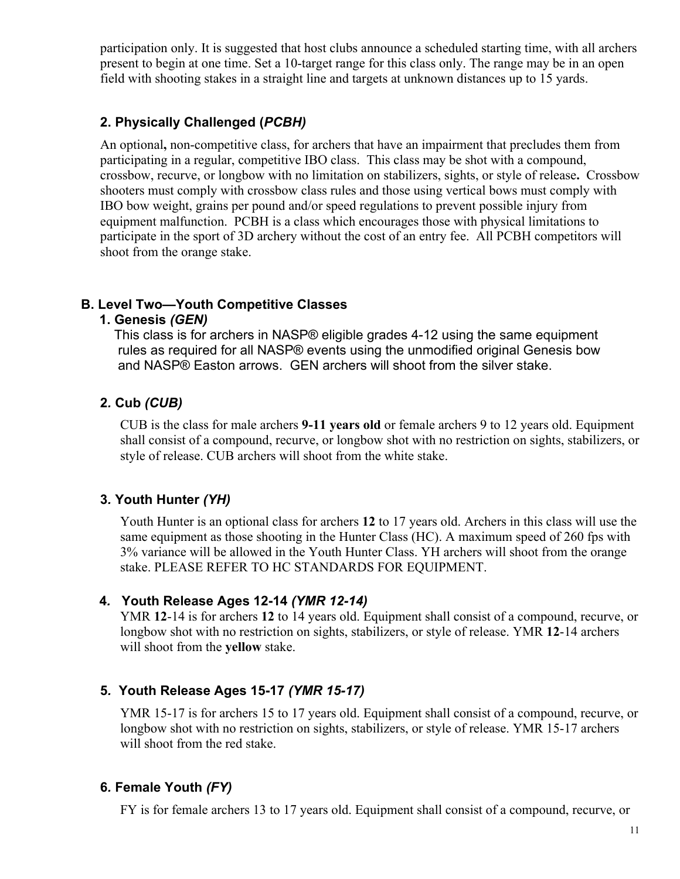participation only. It is suggested that host clubs announce a scheduled starting time, with all archers present to begin at one time. Set a 10-target range for this class only. The range may be in an open field with shooting stakes in a straight line and targets at unknown distances up to 15 yards.

### 2. Physically Challenged (*PCBH)*

An optional**,** non-competitive class, for archers that have an impairment that precludes them from participating in a regular, competitive IBO class. This class may be shot with a compound, crossbow, recurve, or longbow with no limitation on stabilizers, sights, or style of release**.** Crossbow shooters must comply with crossbow class rules and those using vertical bows must comply with IBO bow weight, grains per pound and/or speed regulations to prevent possible injury from equipment malfunction. PCBH is a class which encourages those with physical limitations to participate in the sport of 3D archery without the cost of an entry fee. All PCBH competitors will shoot from the orange stake.

## B. Level Two—Youth Competitive Classes

### 1. Genesis *(GEN)*

This class is for archers in NASP® eligible grades 4-12 using the same equipment rules as required for all NASP® events using the unmodified original Genesis bow and NASP® Easton arrows. GEN archers will shoot from the silver stake.

### 2. Cub *(CUB)*

CUB is the class for male archers **9-11 years old** or female archers 9 to 12 years old. Equipment shall consist of a compound, recurve, or longbow shot with no restriction on sights, stabilizers, or style of release. CUB archers will shoot from the white stake.

### 3. Youth Hunter *(YH)*

Youth Hunter is an optional class for archers **12** to 17 years old. Archers in this class will use the same equipment as those shooting in the Hunter Class (HC). A maximum speed of 260 fps with 3% variance will be allowed in the Youth Hunter Class. YH archers will shoot from the orange stake. PLEASE REFER TO HC STANDARDS FOR EQUIPMENT.

### 4. Youth Release Ages 12-14 *(YMR 12-14)*

YMR **12**-14 is for archers **12** to 14 years old. Equipment shall consist of a compound, recurve, or longbow shot with no restriction on sights, stabilizers, or style of release. YMR **12**-14 archers will shoot from the **yellow** stake.

### 5. Youth Release Ages 15-17 *(YMR 15-17)*

YMR 15-17 is for archers 15 to 17 years old. Equipment shall consist of a compound, recurve, or longbow shot with no restriction on sights, stabilizers, or style of release. YMR 15-17 archers will shoot from the red stake.

### 6. Female Youth *(FY)*

FY is for female archers 13 to 17 years old. Equipment shall consist of a compound, recurve, or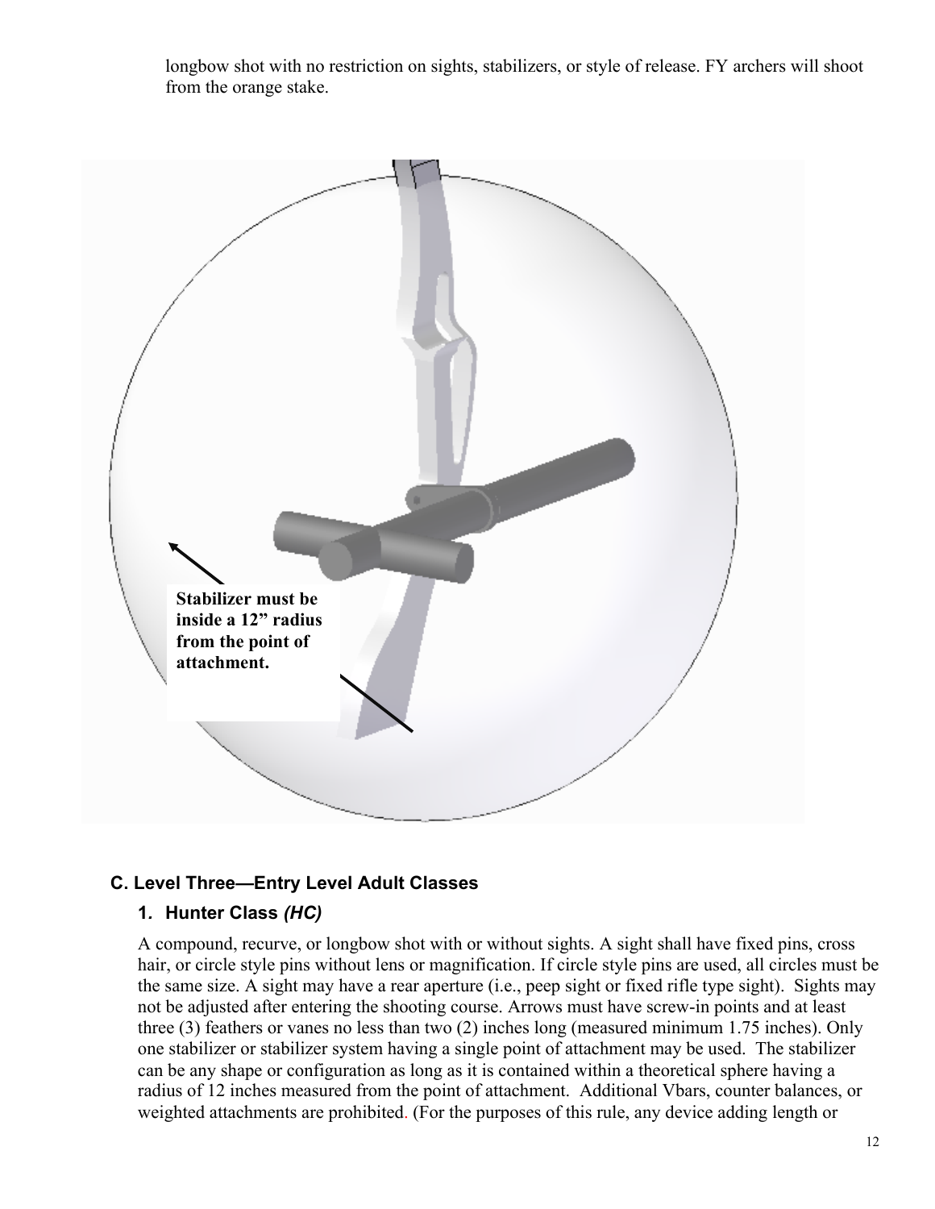longbow shot with no restriction on sights, stabilizers, or style of release. FY archers will shoot from the orange stake.

**Stabilizer must be inside a 12" radius from the point of attachment.**

## C. Level Three—Entry Level Adult Classes

### 1. Hunter Class *(HC)*

A compound, recurve, or longbow shot with or without sights. A sight shall have fixed pins, cross hair, or circle style pins without lens or magnification. If circle style pins are used, all circles must be the same size. A sight may have a rear aperture (i.e., peep sight or fixed rifle type sight). Sights may not be adjusted after entering the shooting course. Arrows must have screw-in points and at least three (3) feathers or vanes no less than two (2) inches long (measured minimum 1.75 inches). Only one stabilizer or stabilizer system having a single point of attachment may be used. The stabilizer can be any shape or configuration as long as it is contained within a theoretical sphere having a radius of 12 inches measured from the point of attachment. Additional Vbars, counter balances, or weighted attachments are prohibited. (For the purposes of this rule, any device adding length or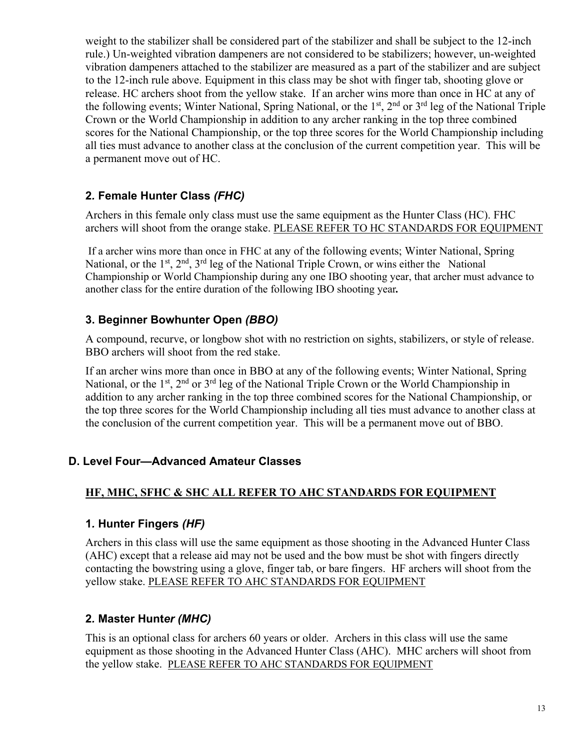weight to the stabilizer shall be considered part of the stabilizer and shall be subject to the 12-inch rule.) Un-weighted vibration dampeners are not considered to be stabilizers; however, un-weighted vibration dampeners attached to the stabilizer are measured as a part of the stabilizer and are subject to the 12-inch rule above. Equipment in this class may be shot with finger tab, shooting glove or release. HC archers shoot from the yellow stake. If an archer wins more than once in HC at any of the following events; Winter National, Spring National, or the 1st, 2nd or 3rd leg of the National Triple Crown or the World Championship in addition to any archer ranking in the top three combined scores for the National Championship, or the top three scores for the World Championship including all ties must advance to another class at the conclusion of the current competition year. This will be a permanent move out of HC.

### 2. Female Hunter Class *(FHC)*

Archers in this female only class must use the same equipment as the Hunter Class (HC). FHC archers will shoot from the orange stake. PLEASE REFER TO HC STANDARDS FOR EQUIPMENT

If a archer wins more than once in FHC at any of the following events; Winter National, Spring National, or the 1st, 2nd, 3rd leg of the National Triple Crown, or wins either the National Championship or World Championship during any one IBO shooting year, that archer must advance to another class for the entire duration of the following IBO shooting year**.**

### 3. Beginner Bowhunter Open *(BBO)*

A compound, recurve, or longbow shot with no restriction on sights, stabilizers, or style of release. BBO archers will shoot from the red stake.

If an archer wins more than once in BBO at any of the following events; Winter National, Spring National, or the 1st, 2nd or 3rd leg of the National Triple Crown or the World Championship in addition to any archer ranking in the top three combined scores for the National Championship, or the top three scores for the World Championship including all ties must advance to another class at the conclusion of the current competition year. This will be a permanent move out of BBO.

## D. Level Four—Advanced Amateur Classes

**HF, MHC, SFHC & SHC ALL REFER TO AHC STANDARDS FOR EQUIPMENT**

### 1. Hunter Fingers *(HF)*

Archers in this class will use the same equipment as those shooting in the Advanced Hunter Class (AHC) except that a release aid may not be used and the bow must be shot with fingers directly contacting the bowstring using a glove, finger tab, or bare fingers. HF archers will shoot from the yellow stake. PLEASE REFER TO AHC STANDARDS FOR EQUIPMENT

### 2. Master Hunter *(MHC)*

This is an optional class for archers 60 years or older. Archers in this class will use the same equipment as those shooting in the Advanced Hunter Class (AHC). MHC archers will shoot from the yellow stake. PLEASE REFER TO AHC STANDARDS FOR EQUIPMENT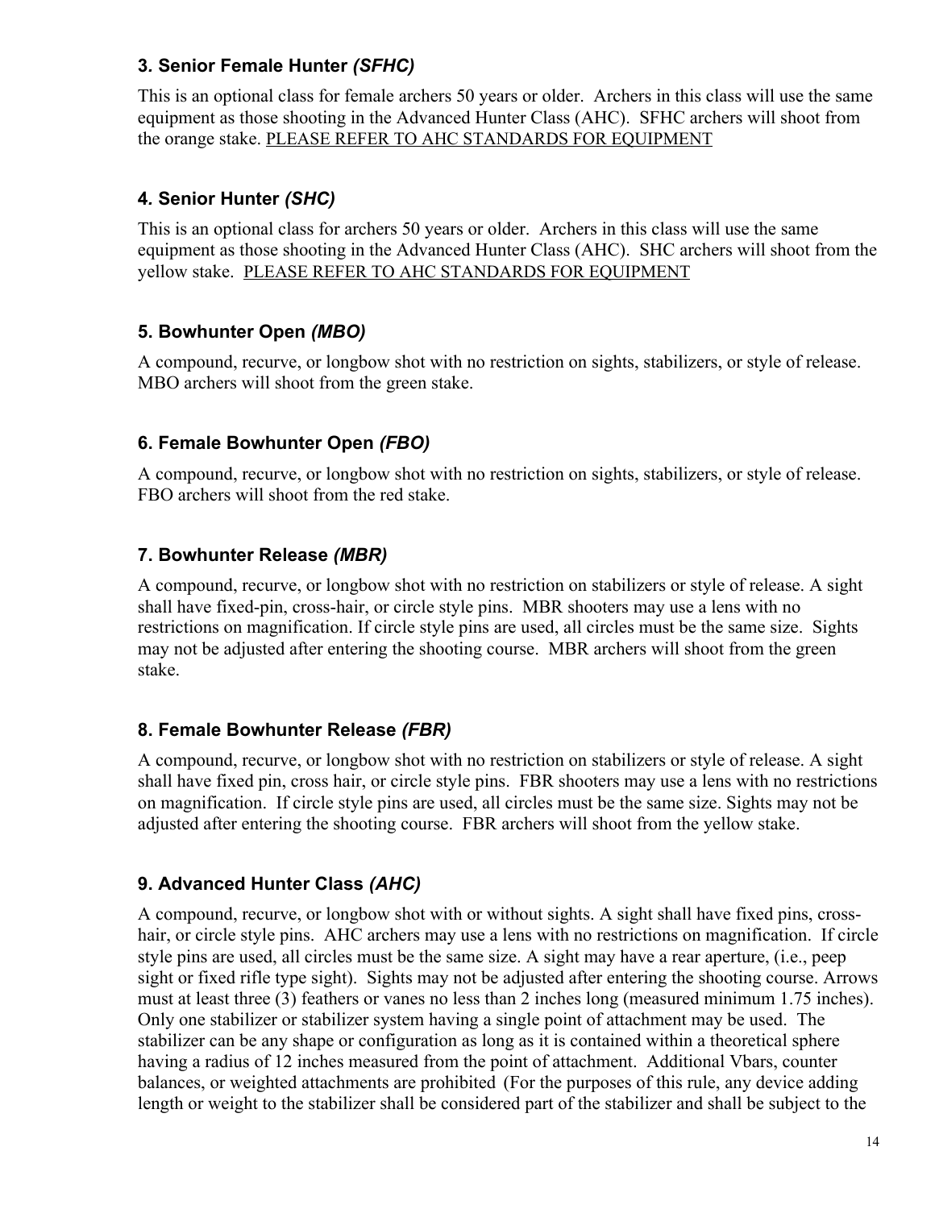### 3. Senior Female Hunter *(SFHC)*

This is an optional class for female archers 50 years or older. Archers in this class will use the same equipment as those shooting in the Advanced Hunter Class (AHC). SFHC archers will shoot from the orange stake. <u>PLEASE REFER TO AHC STANDARDS FOR EQUIPMENT</u>

### 4. Senior Hunter *(SHC)*

This is an optional class for archers 50 years or older. Archers in this class will use the same equipment as those shooting in the Advanced Hunter Class (AHC). SHC archers will shoot from the yellow stake. <u>PLEASE REFER TO AHC STANDARDS FOR EQUIPMENT</u>

### 5. Bowhunter Open *(MBO)*

A compound, recurve, or longbow shot with no restriction on sights, stabilizers, or style of release. MBO archers will shoot from the green stake.

### 6. Female Bowhunter Open *(FBO)*

A compound, recurve, or longbow shot with no restriction on sights, stabilizers, or style of release. FBO archers will shoot from the red stake.

### 7. Bowhunter Release *(MBR)*

A compound, recurve, or longbow shot with no restriction on stabilizers or style of release. A sight shall have fixed-pin, cross-hair, or circle style pins. MBR shooters may use a lens with no restrictions on magnification. If circle style pins are used, all circles must be the same size. Sights may not be adjusted after entering the shooting course. MBR archers will shoot from the green stake.

### 8. Female Bowhunter Release *(FBR)*

A compound, recurve, or longbow shot with no restriction on stabilizers or style of release. A sight shall have fixed pin, cross hair, or circle style pins. FBR shooters may use a lens with no restrictions on magnification. If circle style pins are used, all circles must be the same size. Sights may not be adjusted after entering the shooting course. FBR archers will shoot from the yellow stake.

### 9. Advanced Hunter Class *(AHC)*

A compound, recurve, or longbow shot with or without sights. A sight shall have fixed pins, cross-hair, or circle style pins. AHC archers may use a lens with no restrictions on magnification. If circle style pins are used, all circles must be the same size. A sight may have a rear aperture, (i.e., peep sight or fixed rifle type sight). Sights may not be adjusted after entering the shooting course. Arrows must at least three (3) feathers or vanes no less than 2 inches long (measured minimum 1.75 inches). Only one stabilizer or stabilizer system having a single point of attachment may be used. The stabilizer can be any shape or configuration as long as it is contained within a theoretical sphere having a radius of 12 inches measured from the point of attachment. Additional Vbars, counter balances, or weighted attachments are prohibited (For the purposes of this rule, any device adding length or weight to the stabilizer shall be considered part of the stabilizer and shall be subject to the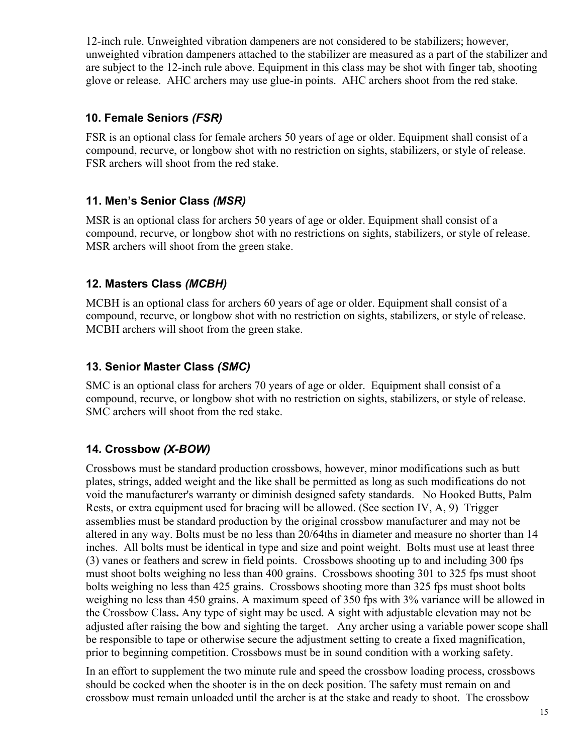12-inch rule. Unweighted vibration dampeners are not considered to be stabilizers; however, unweighted vibration dampeners attached to the stabilizer are measured as a part of the stabilizer and are subject to the 12-inch rule above. Equipment in this class may be shot with finger tab, shooting glove or release. AHC archers may use glue-in points. AHC archers shoot from the red stake.

### 10. Female Seniors *(FSR)*

FSR is an optional class for female archers 50 years of age or older. Equipment shall consist of a compound, recurve, or longbow shot with no restriction on sights, stabilizers, or style of release. FSR archers will shoot from the red stake.

### 11. Men's Senior Class *(MSR)*

MSR is an optional class for archers 50 years of age or older. Equipment shall consist of a compound, recurve, or longbow shot with no restrictions on sights, stabilizers, or style of release. MSR archers will shoot from the green stake.

### 12. Masters Class *(MCBH)*

MCBH is an optional class for archers 60 years of age or older. Equipment shall consist of a compound, recurve, or longbow shot with no restriction on sights, stabilizers, or style of release. MCBH archers will shoot from the green stake.

### 13. Senior Master Class *(SMC)*

SMC is an optional class for archers 70 years of age or older. Equipment shall consist of a compound, recurve, or longbow shot with no restriction on sights, stabilizers, or style of release. SMC archers will shoot from the red stake.

### 14. Crossbow *(X-BOW)*

Crossbows must be standard production crossbows, however, minor modifications such as butt plates, strings, added weight and the like shall be permitted as long as such modifications do not void the manufacturer's warranty or diminish designed safety standards. No Hooked Butts, Palm Rests, or extra equipment used for bracing will be allowed. (See section IV, A, 9) Trigger assemblies must be standard production by the original crossbow manufacturer and may not be altered in any way. Bolts must be no less than 20/64ths in diameter and measure no shorter than 14 inches. All bolts must be identical in type and size and point weight. Bolts must use at least three (3) vanes or feathers and screw in field points. Crossbows shooting up to and including 300 fps must shoot bolts weighing no less than 400 grains. Crossbows shooting 301 to 325 fps must shoot bolts weighing no less than 425 grains. Crossbows shooting more than 325 fps must shoot bolts weighing no less than 450 grains. A maximum speed of 350 fps with 3% variance will be allowed in the Crossbow Class**.** Any type of sight may be used. A sight with adjustable elevation may not be adjusted after raising the bow and sighting the target. Any archer using a variable power scope shall be responsible to tape or otherwise secure the adjustment setting to create a fixed magnification, prior to beginning competition. Crossbows must be in sound condition with a working safety.

In an effort to supplement the two minute rule and speed the crossbow loading process, crossbows should be cocked when the shooter is in the on deck position. The safety must remain on and crossbow must remain unloaded until the archer is at the stake and ready to shoot. The crossbow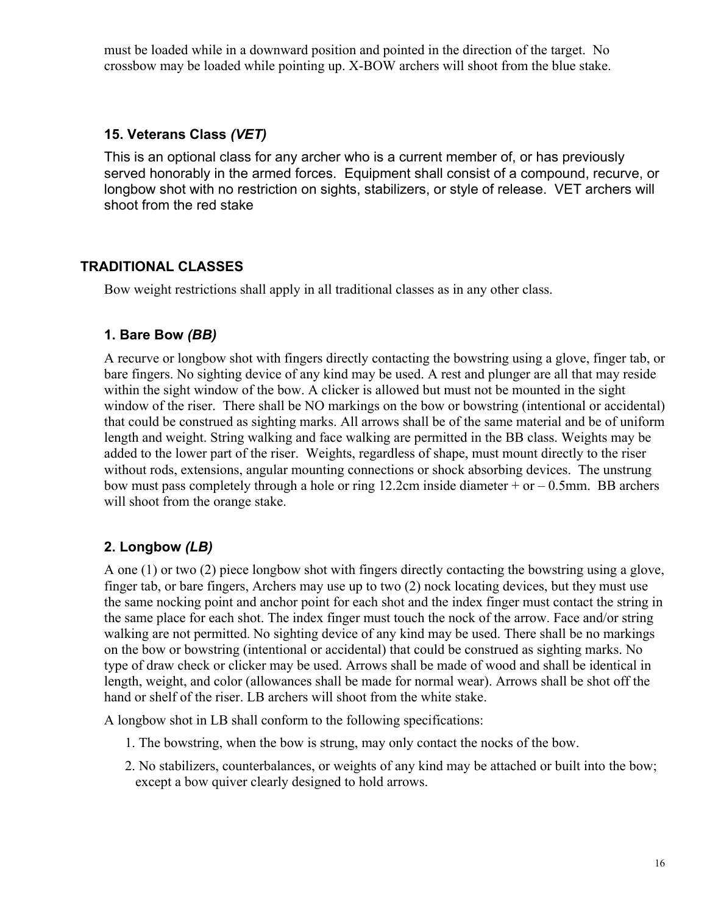must be loaded while in a downward position and pointed in the direction of the target. No crossbow may be loaded while pointing up. X-BOW archers will shoot from the blue stake.

### 15. Veterans Class *(VET)*

This is an optional class for any archer who is a current member of, or has previously served honorably in the armed forces. Equipment shall consist of a compound, recurve, or longbow shot with no restriction on sights, stabilizers, or style of release. VET archers will shoot from the red stake

## TRADITIONAL CLASSES

Bow weight restrictions shall apply in all traditional classes as in any other class.

### 1. Bare Bow *(BB)*

A recurve or longbow shot with fingers directly contacting the bowstring using a glove, finger tab, or bare fingers. No sighting device of any kind may be used. A rest and plunger are all that may reside within the sight window of the bow. A clicker is allowed but must not be mounted in the sight window of the riser. There shall be NO markings on the bow or bowstring (intentional or accidental) that could be construed as sighting marks. All arrows shall be of the same material and be of uniform length and weight. String walking and face walking are permitted in the BB class. Weights may be added to the lower part of the riser. Weights, regardless of shape, must mount directly to the riser without rods, extensions, angular mounting connections or shock absorbing devices. The unstrung bow must pass completely through a hole or ring 12.2cm inside diameter + or – 0.5mm. BB archers will shoot from the orange stake.

### 2. Longbow *(LB)*

A one (1) or two (2) piece longbow shot with fingers directly contacting the bowstring using a glove, finger tab, or bare fingers, Archers may use up to two (2) nock locating devices, but they must use the same nocking point and anchor point for each shot and the index finger must contact the string in the same place for each shot. The index finger must touch the nock of the arrow. Face and/or string walking are not permitted. No sighting device of any kind may be used. There shall be no markings on the bow or bowstring (intentional or accidental) that could be construed as sighting marks. No type of draw check or clicker may be used. Arrows shall be made of wood and shall be identical in length, weight, and color (allowances shall be made for normal wear). Arrows shall be shot off the hand or shelf of the riser. LB archers will shoot from the white stake.

A longbow shot in LB shall conform to the following specifications:

1. The bowstring, when the bow is strung, may only contact the nocks of the bow.
2. No stabilizers, counterbalances, or weights of any kind may be attached or built into the bow; except a bow quiver clearly designed to hold arrows.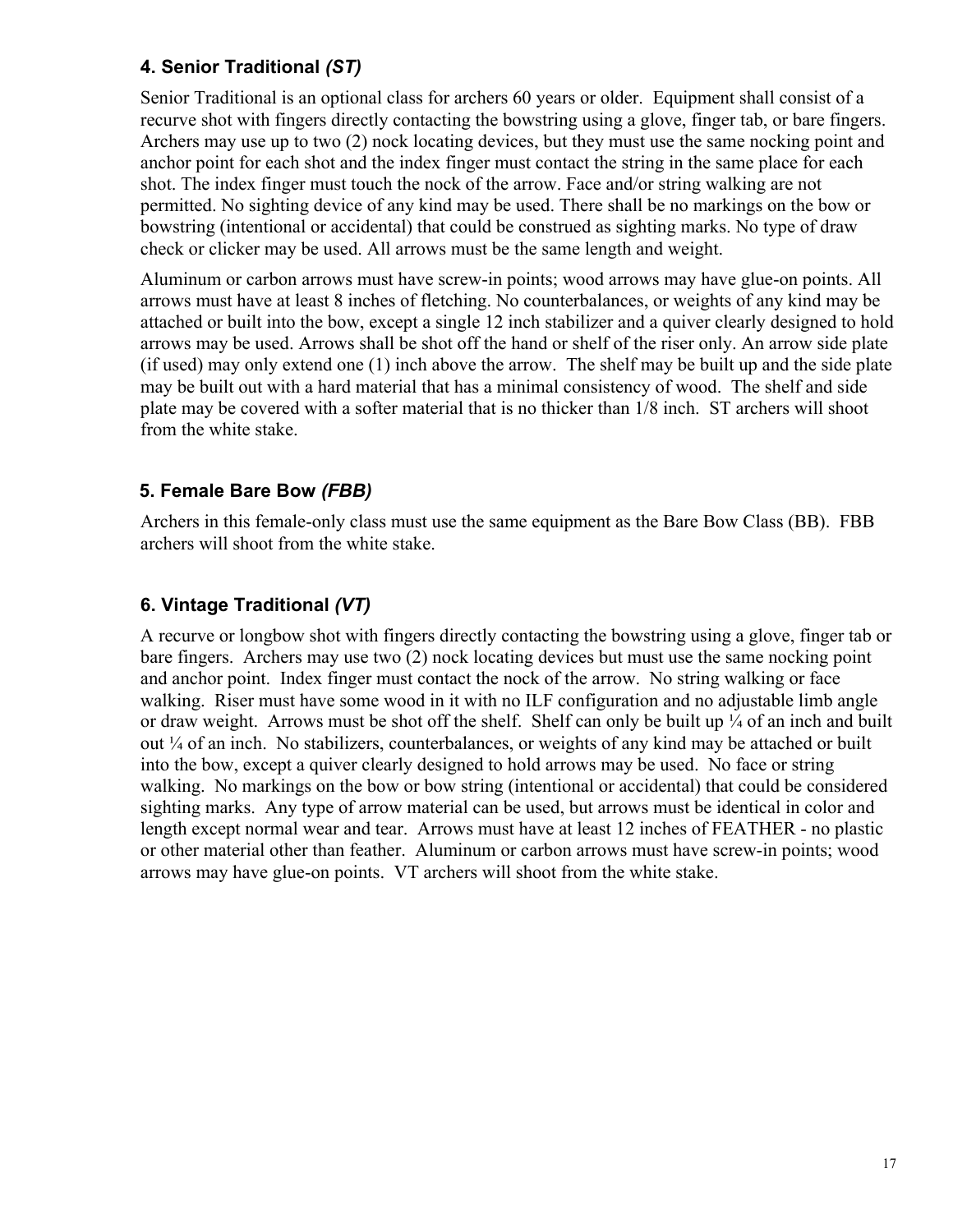### 4. Senior Traditional *(ST)*

Senior Traditional is an optional class for archers 60 years or older. Equipment shall consist of a recurve shot with fingers directly contacting the bowstring using a glove, finger tab, or bare fingers. Archers may use up to two (2) nock locating devices, but they must use the same nocking point and anchor point for each shot and the index finger must contact the string in the same place for each shot. The index finger must touch the nock of the arrow. Face and/or string walking are not permitted. No sighting device of any kind may be used. There shall be no markings on the bow or bowstring (intentional or accidental) that could be construed as sighting marks. No type of draw check or clicker may be used. All arrows must be the same length and weight.

Aluminum or carbon arrows must have screw-in points; wood arrows may have glue-on points. All arrows must have at least 8 inches of fletching. No counterbalances, or weights of any kind may be attached or built into the bow, except a single 12 inch stabilizer and a quiver clearly designed to hold arrows may be used. Arrows shall be shot off the hand or shelf of the riser only. An arrow side plate (if used) may only extend one (1) inch above the arrow. The shelf may be built up and the side plate may be built out with a hard material that has a minimal consistency of wood. The shelf and side plate may be covered with a softer material that is no thicker than 1/8 inch. ST archers will shoot from the white stake.

### 5. Female Bare Bow *(FBB)*

Archers in this female-only class must use the same equipment as the Bare Bow Class (BB). FBB archers will shoot from the white stake.

### 6. Vintage Traditional *(VT)*

A recurve or longbow shot with fingers directly contacting the bowstring using a glove, finger tab or bare fingers. Archers may use two (2) nock locating devices but must use the same nocking point and anchor point. Index finger must contact the nock of the arrow. No string walking or face walking. Riser must have some wood in it with no ILF configuration and no adjustable limb angle or draw weight. Arrows must be shot off the shelf. Shelf can only be built up ¼ of an inch and built out ¼ of an inch. No stabilizers, counterbalances, or weights of any kind may be attached or built into the bow, except a quiver clearly designed to hold arrows may be used. No face or string walking. No markings on the bow or bow string (intentional or accidental) that could be considered sighting marks. Any type of arrow material can be used, but arrows must be identical in color and length except normal wear and tear. Arrows must have at least 12 inches of FEATHER - no plastic or other material other than feather. Aluminum or carbon arrows must have screw-in points; wood arrows may have glue-on points. VT archers will shoot from the white stake.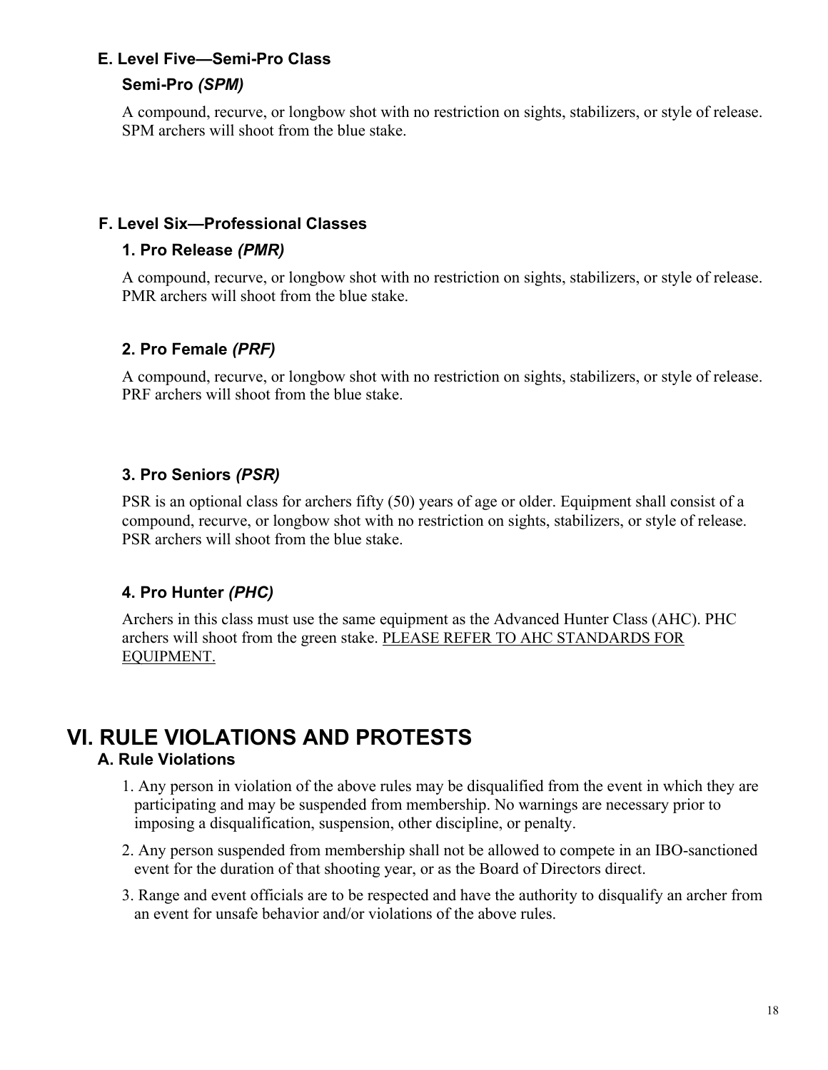### E. Level Five—Semi-Pro Class

#### Semi-Pro *(SPM)*

A compound, recurve, or longbow shot with no restriction on sights, stabilizers, or style of release. SPM archers will shoot from the blue stake.

### F. Level Six—Professional Classes

#### 1. Pro Release *(PMR)*

A compound, recurve, or longbow shot with no restriction on sights, stabilizers, or style of release. PMR archers will shoot from the blue stake.

#### 2. Pro Female *(PRF)*

A compound, recurve, or longbow shot with no restriction on sights, stabilizers, or style of release. PRF archers will shoot from the blue stake.

#### 3. Pro Seniors *(PSR)*

PSR is an optional class for archers fifty (50) years of age or older. Equipment shall consist of a compound, recurve, or longbow shot with no restriction on sights, stabilizers, or style of release. PSR archers will shoot from the blue stake.

#### 4. Pro Hunter *(PHC)*

Archers in this class must use the same equipment as the Advanced Hunter Class (AHC). PHC archers will shoot from the green stake. <u>PLEASE REFER TO AHC STANDARDS FOR EQUIPMENT.</u>

# VI. RULE VIOLATIONS AND PROTESTS

### A. Rule Violations

1. Any person in violation of the above rules may be disqualified from the event in which they are participating and may be suspended from membership. No warnings are necessary prior to imposing a disqualification, suspension, other discipline, or penalty.
2. Any person suspended from membership shall not be allowed to compete in an IBO-sanctioned event for the duration of that shooting year, or as the Board of Directors direct.
3. Range and event officials are to be respected and have the authority to disqualify an archer from an event for unsafe behavior and/or violations of the above rules.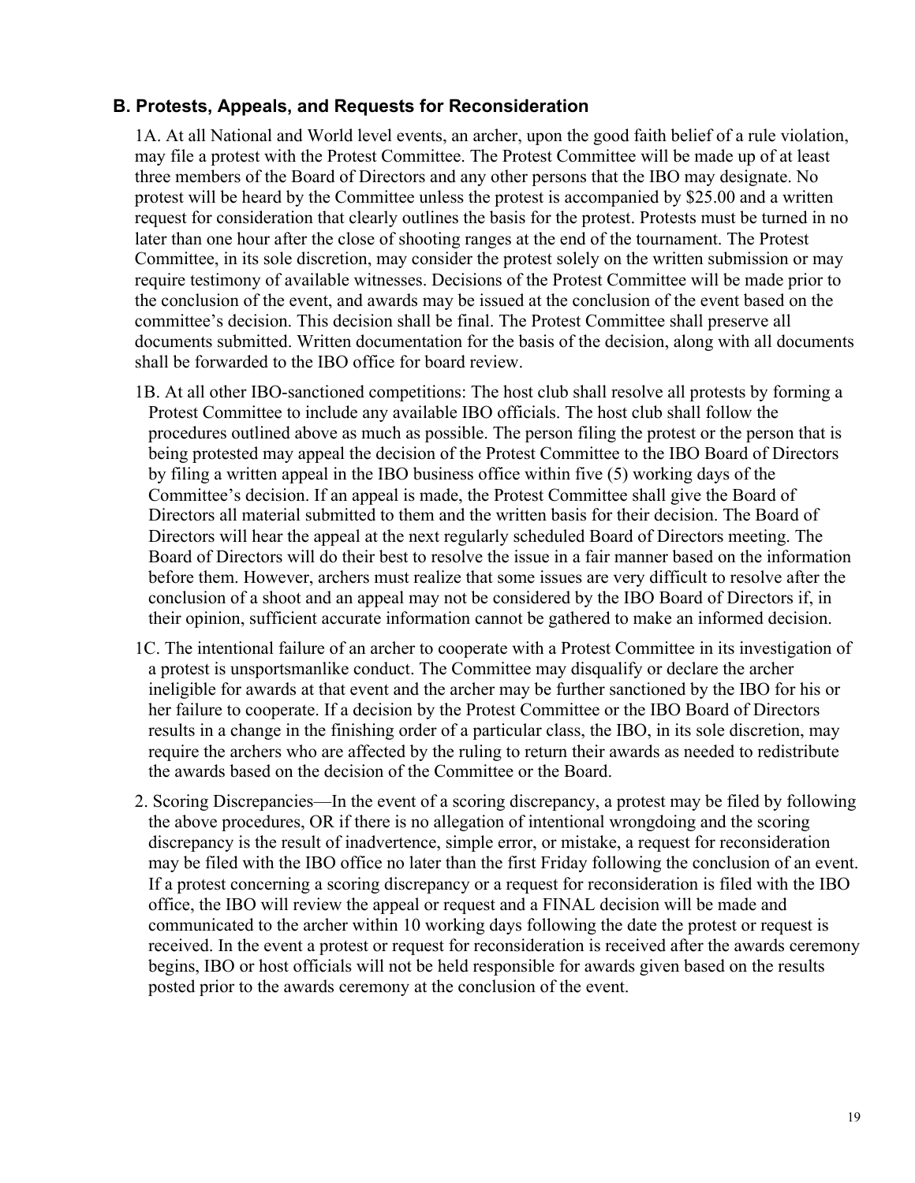### B. Protests, Appeals, and Requests for Reconsideration

1A. At all National and World level events, an archer, upon the good faith belief of a rule violation, may file a protest with the Protest Committee. The Protest Committee will be made up of at least three members of the Board of Directors and any other persons that the IBO may designate. No protest will be heard by the Committee unless the protest is accompanied by $25.00 and a written request for consideration that clearly outlines the basis for the protest. Protests must be turned in no later than one hour after the close of shooting ranges at the end of the tournament. The Protest Committee, in its sole discretion, may consider the protest solely on the written submission or may require testimony of available witnesses. Decisions of the Protest Committee will be made prior to the conclusion of the event, and awards may be issued at the conclusion of the event based on the committee's decision. This decision shall be final. The Protest Committee shall preserve all documents submitted. Written documentation for the basis of the decision, along with all documents shall be forwarded to the IBO office for board review.

1B. At all other IBO-sanctioned competitions: The host club shall resolve all protests by forming a Protest Committee to include any available IBO officials. The host club shall follow the procedures outlined above as much as possible. The person filing the protest or the person that is being protested may appeal the decision of the Protest Committee to the IBO Board of Directors by filing a written appeal in the IBO business office within five (5) working days of the Committee's decision. If an appeal is made, the Protest Committee shall give the Board of Directors all material submitted to them and the written basis for their decision. The Board of Directors will hear the appeal at the next regularly scheduled Board of Directors meeting. The Board of Directors will do their best to resolve the issue in a fair manner based on the information before them. However, archers must realize that some issues are very difficult to resolve after the conclusion of a shoot and an appeal may not be considered by the IBO Board of Directors if, in their opinion, sufficient accurate information cannot be gathered to make an informed decision.

1C. The intentional failure of an archer to cooperate with a Protest Committee in its investigation of a protest is unsportsmanlike conduct. The Committee may disqualify or declare the archer ineligible for awards at that event and the archer may be further sanctioned by the IBO for his or her failure to cooperate. If a decision by the Protest Committee or the IBO Board of Directors results in a change in the finishing order of a particular class, the IBO, in its sole discretion, may require the archers who are affected by the ruling to return their awards as needed to redistribute the awards based on the decision of the Committee or the Board.

2. Scoring Discrepancies—In the event of a scoring discrepancy, a protest may be filed by following the above procedures, OR if there is no allegation of intentional wrongdoing and the scoring discrepancy is the result of inadvertence, simple error, or mistake, a request for reconsideration may be filed with the IBO office no later than the first Friday following the conclusion of an event. If a protest concerning a scoring discrepancy or a request for reconsideration is filed with the IBO office, the IBO will review the appeal or request and a FINAL decision will be made and communicated to the archer within 10 working days following the date the protest or request is received. In the event a protest or request for reconsideration is received after the awards ceremony begins, IBO or host officials will not be held responsible for awards given based on the results posted prior to the awards ceremony at the conclusion of the event.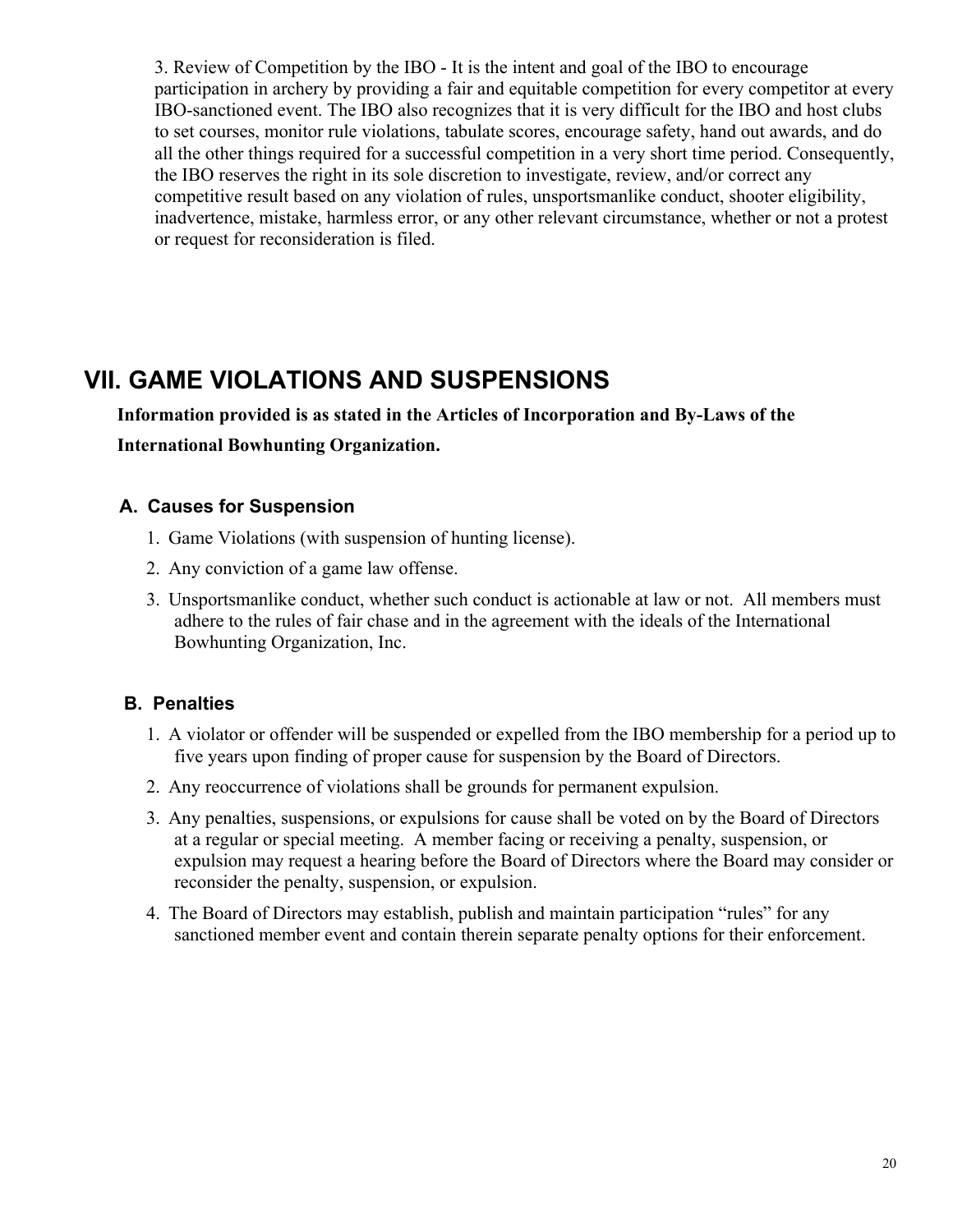3. Review of Competition by the IBO - It is the intent and goal of the IBO to encourage participation in archery by providing a fair and equitable competition for every competitor at every IBO-sanctioned event. The IBO also recognizes that it is very difficult for the IBO and host clubs to set courses, monitor rule violations, tabulate scores, encourage safety, hand out awards, and do all the other things required for a successful competition in a very short time period. Consequently, the IBO reserves the right in its sole discretion to investigate, review, and/or correct any competitive result based on any violation of rules, unsportsmanlike conduct, shooter eligibility, inadvertence, mistake, harmless error, or any other relevant circumstance, whether or not a protest or request for reconsideration is filed.

# VII. GAME VIOLATIONS AND SUSPENSIONS

**Information provided is as stated in the Articles of Incorporation and By-Laws of the International Bowhunting Organization.**

## A. Causes for Suspension

1. Game Violations (with suspension of hunting license).
2. Any conviction of a game law offense.
3. Unsportsmanlike conduct, whether such conduct is actionable at law or not. All members must adhere to the rules of fair chase and in the agreement with the ideals of the International Bowhunting Organization, Inc.

## B. Penalties

1. A violator or offender will be suspended or expelled from the IBO membership for a period up to five years upon finding of proper cause for suspension by the Board of Directors.
2. Any reoccurrence of violations shall be grounds for permanent expulsion.
3. Any penalties, suspensions, or expulsions for cause shall be voted on by the Board of Directors at a regular or special meeting. A member facing or receiving a penalty, suspension, or expulsion may request a hearing before the Board of Directors where the Board may consider or reconsider the penalty, suspension, or expulsion.
4. The Board of Directors may establish, publish and maintain participation "rules" for any sanctioned member event and contain therein separate penalty options for their enforcement.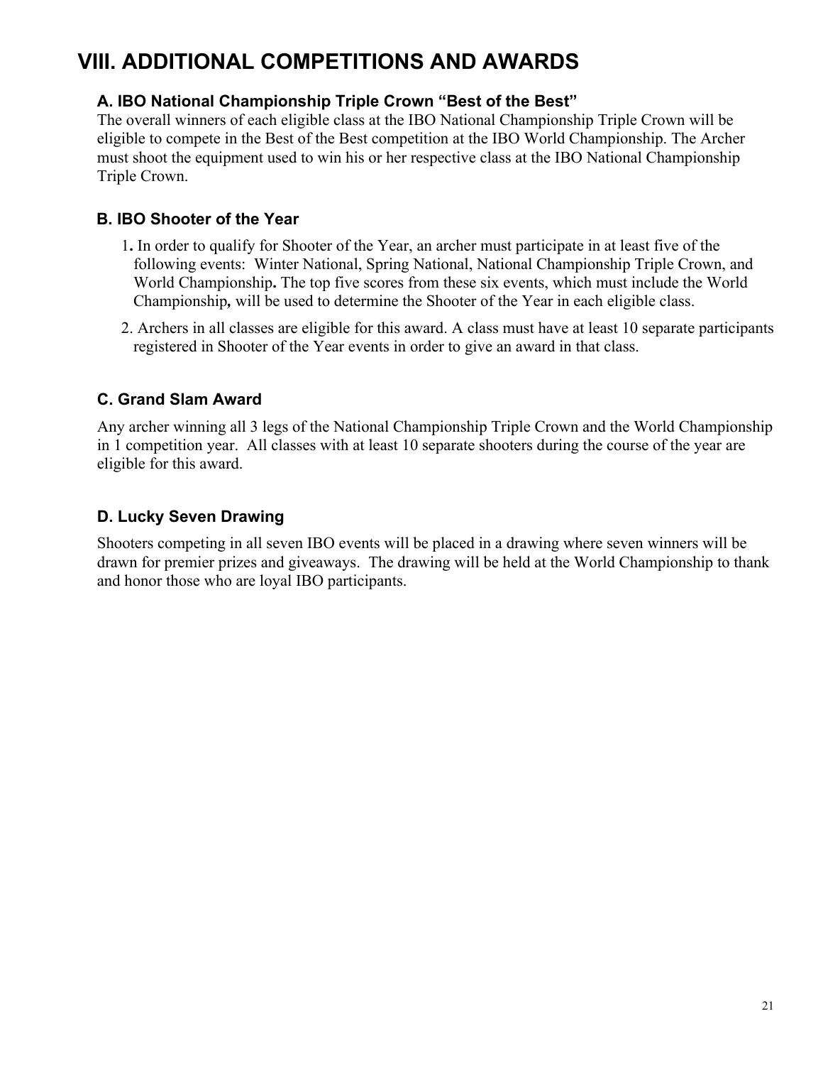# VIII. ADDITIONAL COMPETITIONS AND AWARDS

### A. IBO National Championship Triple Crown "Best of the Best"

The overall winners of each eligible class at the IBO National Championship Triple Crown will be eligible to compete in the Best of the Best competition at the IBO World Championship. The Archer must shoot the equipment used to win his or her respective class at the IBO National Championship Triple Crown.

### B. IBO Shooter of the Year

1. In order to qualify for Shooter of the Year, an archer must participate in at least five of the following events: Winter National, Spring National, National Championship Triple Crown, and World Championship**.** The top five scores from these six events, which must include the World Championship***,*** will be used to determine the Shooter of the Year in each eligible class.
2. Archers in all classes are eligible for this award. A class must have at least 10 separate participants registered in Shooter of the Year events in order to give an award in that class.

### C. Grand Slam Award

Any archer winning all 3 legs of the National Championship Triple Crown and the World Championship in 1 competition year. All classes with at least 10 separate shooters during the course of the year are eligible for this award.

### D. Lucky Seven Drawing

Shooters competing in all seven IBO events will be placed in a drawing where seven winners will be drawn for premier prizes and giveaways. The drawing will be held at the World Championship to thank and honor those who are loyal IBO participants.